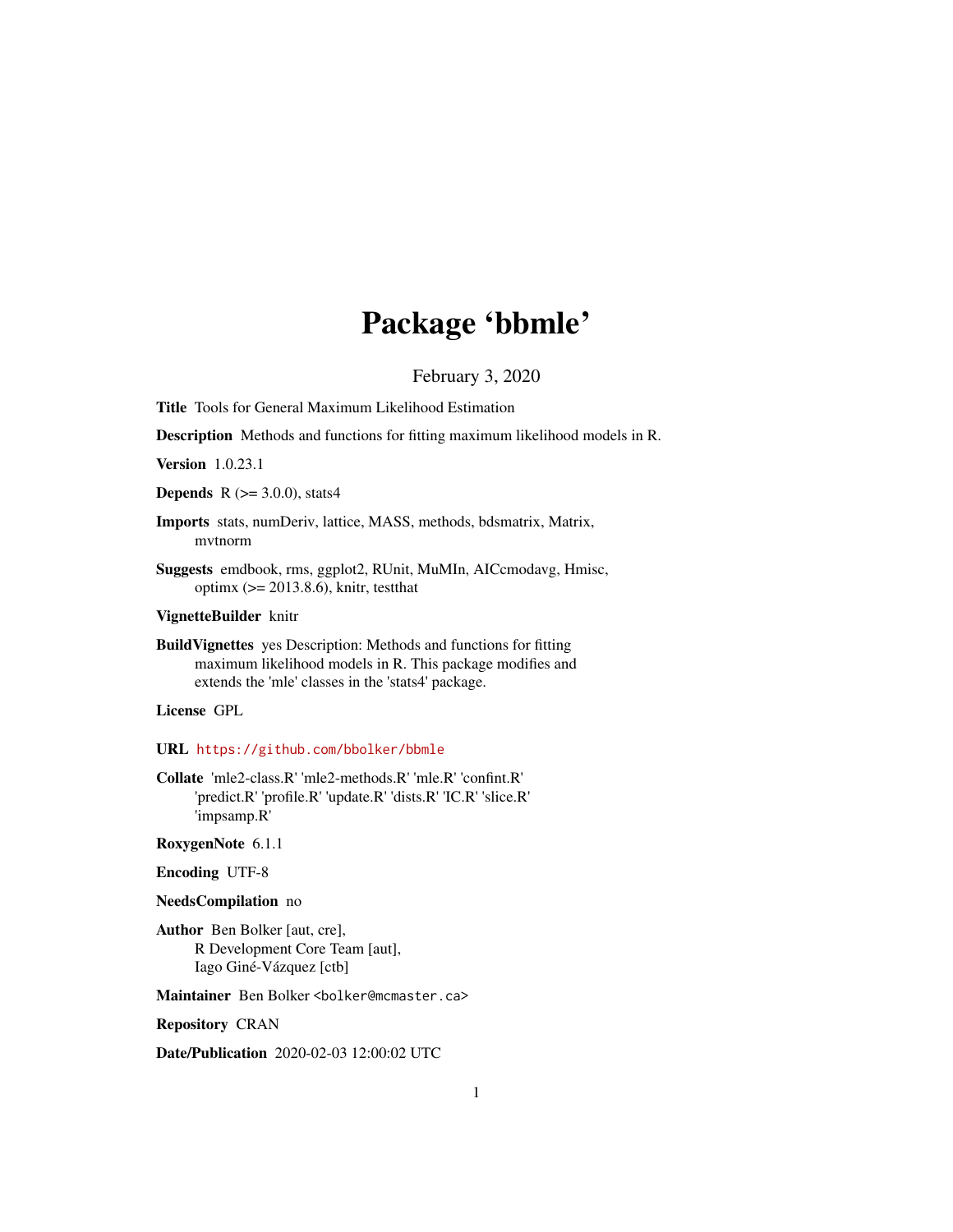# Package 'bbmle'

February 3, 2020

**Title** Tools for General Maximum Likelihood Estimation

**Description** Methods and functions for fitting maximum likelihood models in R.

**Version** 1.0.23.1

**Depends** R (>= 3.0.0), stats4

**Imports** stats, numDeriv, lattice, MASS, methods, bdsmatrix, Matrix, mvtnorm

**Suggests** emdbook, rms, ggplot2, RUnit, MuMIn, AICcmodavg, Hmisc, optimx (>= 2013.8.6), knitr, testthat

**VignetteBuilder** knitr

**BuildVignettes** yes Description: Methods and functions for fitting maximum likelihood models in R. This package modifies and extends the 'mle' classes in the 'stats4' package.

**License** GPL

**URL** https://github.com/bbolker/bbmle

**Collate** 'mle2-class.R' 'mle2-methods.R' 'mle.R' 'confint.R' 'predict.R' 'profile.R' 'update.R' 'dists.R' 'IC.R' 'slice.R' 'impsamp.R'

**RoxygenNote** 6.1.1

**Encoding** UTF-8

**NeedsCompilation** no

**Author** Ben Bolker [aut, cre],
R Development Core Team [aut],
Iago Giné-Vázquez [ctb]

**Maintainer** Ben Bolker <bolker@mcmaster.ca>

**Repository** CRAN

**Date/Publication** 2020-02-03 12:00:02 UTC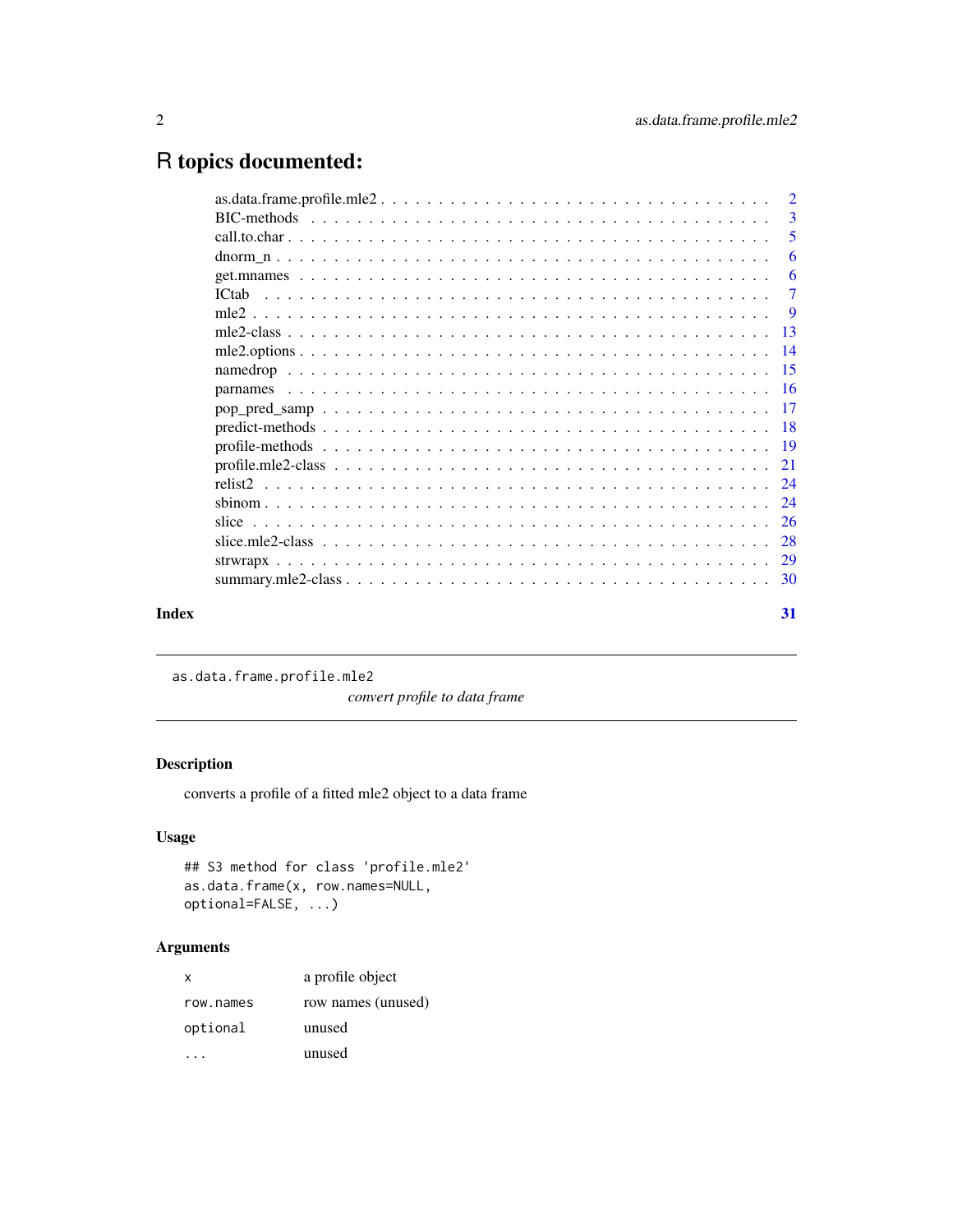# R topics documented:

- as.data.frame.profile.mle2 . . . . . . . . . . . . . . . . . . . . . . . . . . . . . . . . . . . . 2
- BIC-methods . . . . . . . . . . . . . . . . . . . . . . . . . . . . . . . . . . . . . . . . . . . . 3
- call.to.char . . . . . . . . . . . . . . . . . . . . . . . . . . . . . . . . . . . . . . . . . . . . 5
- dnorm_n . . . . . . . . . . . . . . . . . . . . . . . . . . . . . . . . . . . . . . . . . . . . . 6
- get.mnames . . . . . . . . . . . . . . . . . . . . . . . . . . . . . . . . . . . . . . . . . . . . 6
- ICtab . . . . . . . . . . . . . . . . . . . . . . . . . . . . . . . . . . . . . . . . . . . . . . 7
- mle2 . . . . . . . . . . . . . . . . . . . . . . . . . . . . . . . . . . . . . . . . . . . . . . 9
- mle2-class . . . . . . . . . . . . . . . . . . . . . . . . . . . . . . . . . . . . . . . . . . . . 13
- mle2.options . . . . . . . . . . . . . . . . . . . . . . . . . . . . . . . . . . . . . . . . . . . 14
- namedrop . . . . . . . . . . . . . . . . . . . . . . . . . . . . . . . . . . . . . . . . . . . . 15
- parnames . . . . . . . . . . . . . . . . . . . . . . . . . . . . . . . . . . . . . . . . . . . . 16
- pop_pred_samp . . . . . . . . . . . . . . . . . . . . . . . . . . . . . . . . . . . . . . . . . . 17
- predict-methods . . . . . . . . . . . . . . . . . . . . . . . . . . . . . . . . . . . . . . . . . . 18
- profile-methods . . . . . . . . . . . . . . . . . . . . . . . . . . . . . . . . . . . . . . . . . . 19
- profile.mle2-class . . . . . . . . . . . . . . . . . . . . . . . . . . . . . . . . . . . . . . . . . 21
- relist2 . . . . . . . . . . . . . . . . . . . . . . . . . . . . . . . . . . . . . . . . . . . . . . 24
- sbinom . . . . . . . . . . . . . . . . . . . . . . . . . . . . . . . . . . . . . . . . . . . . . . 24
- slice . . . . . . . . . . . . . . . . . . . . . . . . . . . . . . . . . . . . . . . . . . . . . . 26
- slice.mle2-class . . . . . . . . . . . . . . . . . . . . . . . . . . . . . . . . . . . . . . . . . . 28
- strwrapx . . . . . . . . . . . . . . . . . . . . . . . . . . . . . . . . . . . . . . . . . . . . . 29
- summary.mle2-class . . . . . . . . . . . . . . . . . . . . . . . . . . . . . . . . . . . . . . . . 30

**Index** **31**

---

`as.data.frame.profile.mle2` *convert profile to data frame*

---

## Description

converts a profile of a fitted mle2 object to a data frame

## Usage

```
## S3 method for class 'profile.mle2'
as.data.frame(x, row.names=NULL,
optional=FALSE, ...)
```

## Arguments

| | |
|---|---|
| `x` | a profile object |
| `row.names` | row names (unused) |
| `optional` | unused |
| `...` | unused |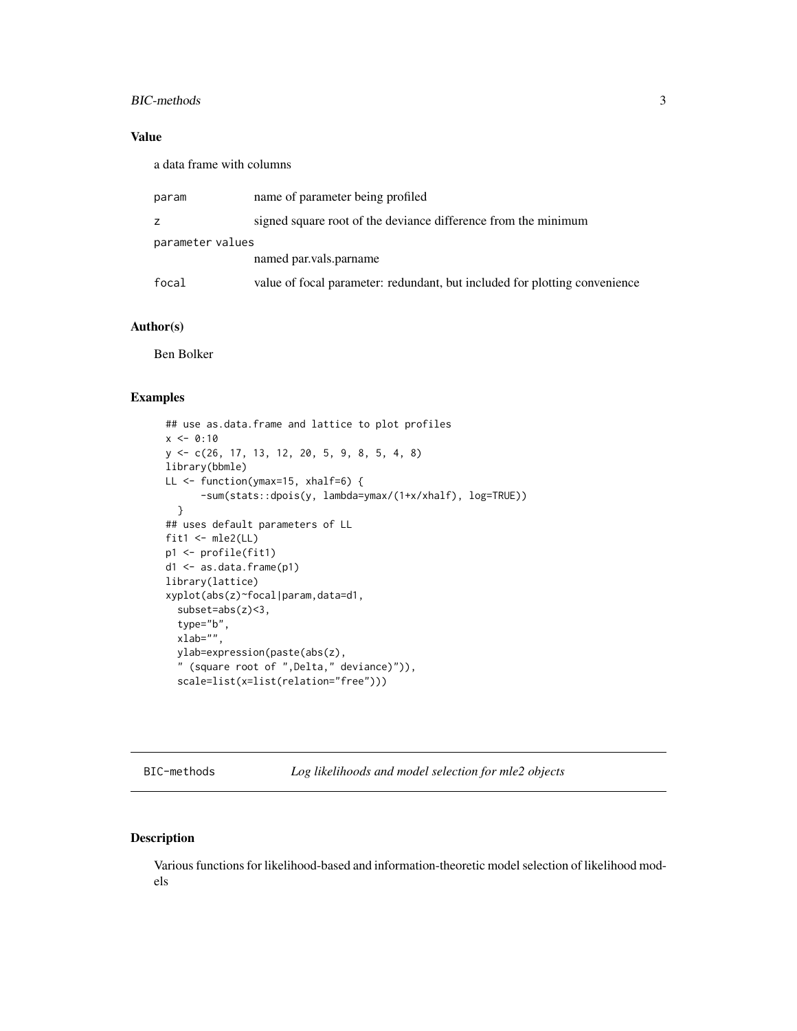## Value

a data frame with columns

| | |
|---|---|
| `param` | name of parameter being profiled |
| `z` | signed square root of the deviance difference from the minimum |
| `parameter values` | named par.vals.parname |
| `focal` | value of focal parameter: redundant, but included for plotting convenience |

## Author(s)

Ben Bolker

## Examples

```
## use as.data.frame and lattice to plot profiles
x <- 0:10
y <- c(26, 17, 13, 12, 20, 5, 9, 8, 5, 4, 8)
library(bbmle)
LL <- function(ymax=15, xhalf=6) {
      -sum(stats::dpois(y, lambda=ymax/(1+x/xhalf), log=TRUE))
  }
## uses default parameters of LL
fit1 <- mle2(LL)
p1 <- profile(fit1)
d1 <- as.data.frame(p1)
library(lattice)
xyplot(abs(z)~focal|param,data=d1,
  subset=abs(z)<3,
  type="b",
  xlab="",
  ylab=expression(paste(abs(z),
  " (square root of ",Delta," deviance)")),
  scale=list(x=list(relation="free")))
```

---

# BIC-methods    *Log likelihoods and model selection for mle2 objects*

---

## Description

Various functions for likelihood-based and information-theoretic model selection of likelihood models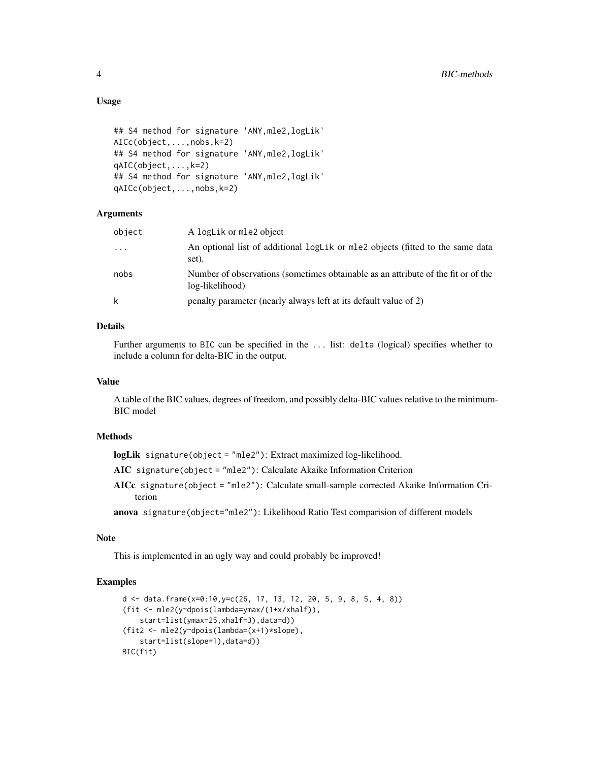## Usage

```
## S4 method for signature 'ANY,mle2,logLik'
AICc(object,...,nobs,k=2)
## S4 method for signature 'ANY,mle2,logLik'
qAIC(object,...,k=2)
## S4 method for signature 'ANY,mle2,logLik'
qAICc(object,...,nobs,k=2)
```

## Arguments

| | |
|---|---|
| object | A logLik or mle2 object |
| ... | An optional list of additional logLik or mle2 objects (fitted to the same data set). |
| nobs | Number of observations (sometimes obtainable as an attribute of the fit or of the log-likelihood) |
| k | penalty parameter (nearly always left at its default value of 2) |

## Details

Further arguments to BIC can be specified in the ... list: delta (logical) specifies whether to include a column for delta-BIC in the output.

## Value

A table of the BIC values, degrees of freedom, and possibly delta-BIC values relative to the minimum-BIC model

## Methods

**logLik** signature(object = "mle2"): Extract maximized log-likelihood.

**AIC** signature(object = "mle2"): Calculate Akaike Information Criterion

**AICc** signature(object = "mle2"): Calculate small-sample corrected Akaike Information Criterion

**anova** signature(object="mle2"): Likelihood Ratio Test comparision of different models

## Note

This is implemented in an ugly way and could probably be improved!

## Examples

```
d <- data.frame(x=0:10,y=c(26, 17, 13, 12, 20, 5, 9, 8, 5, 4, 8))
(fit <- mle2(y~dpois(lambda=ymax/(1+x/xhalf)),
    start=list(ymax=25,xhalf=3),data=d))
(fit2 <- mle2(y~dpois(lambda=(x+1)*slope),
    start=list(slope=1),data=d))
BIC(fit)
```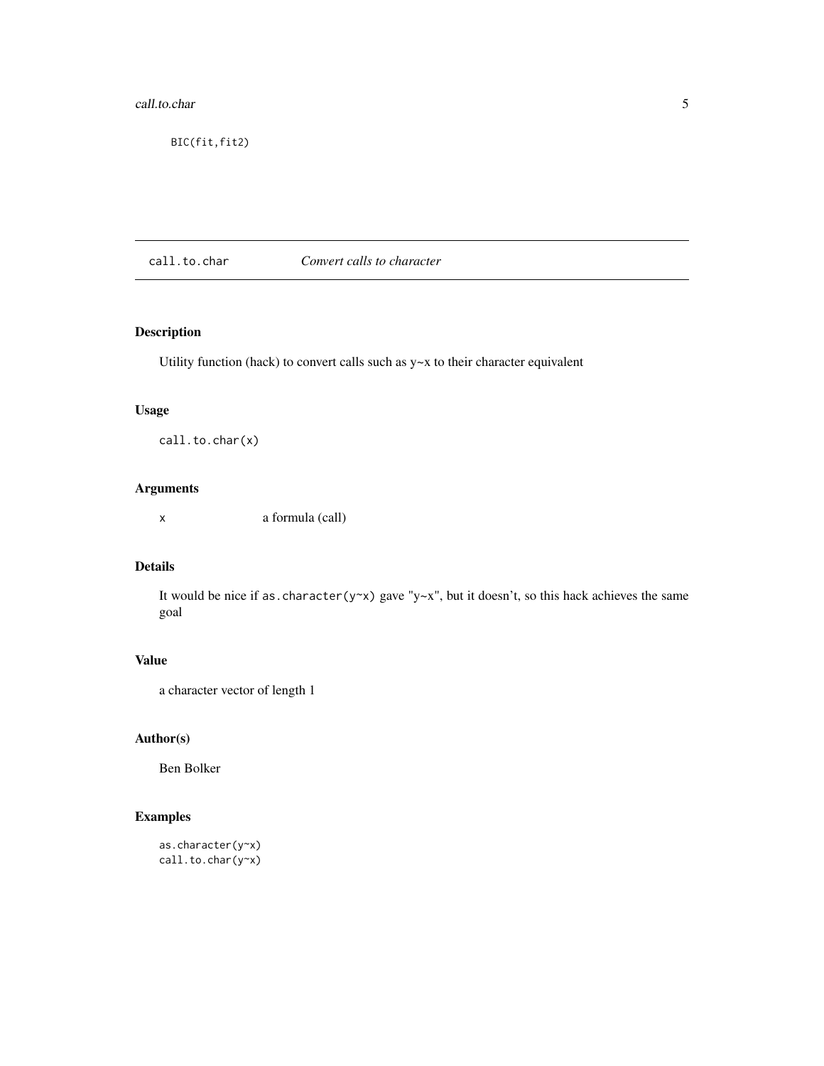```
BIC(fit,fit2)
```

## call.to.char *Convert calls to character*

### Description

Utility function (hack) to convert calls such as y~x to their character equivalent

### Usage

```
call.to.char(x)
```

### Arguments

| | |
|---|---|
| x | a formula (call) |

### Details

It would be nice if `as.character(y~x)` gave "y~x", but it doesn't, so this hack achieves the same goal

### Value

a character vector of length 1

### Author(s)

Ben Bolker

### Examples

```
as.character(y~x)
call.to.char(y~x)
```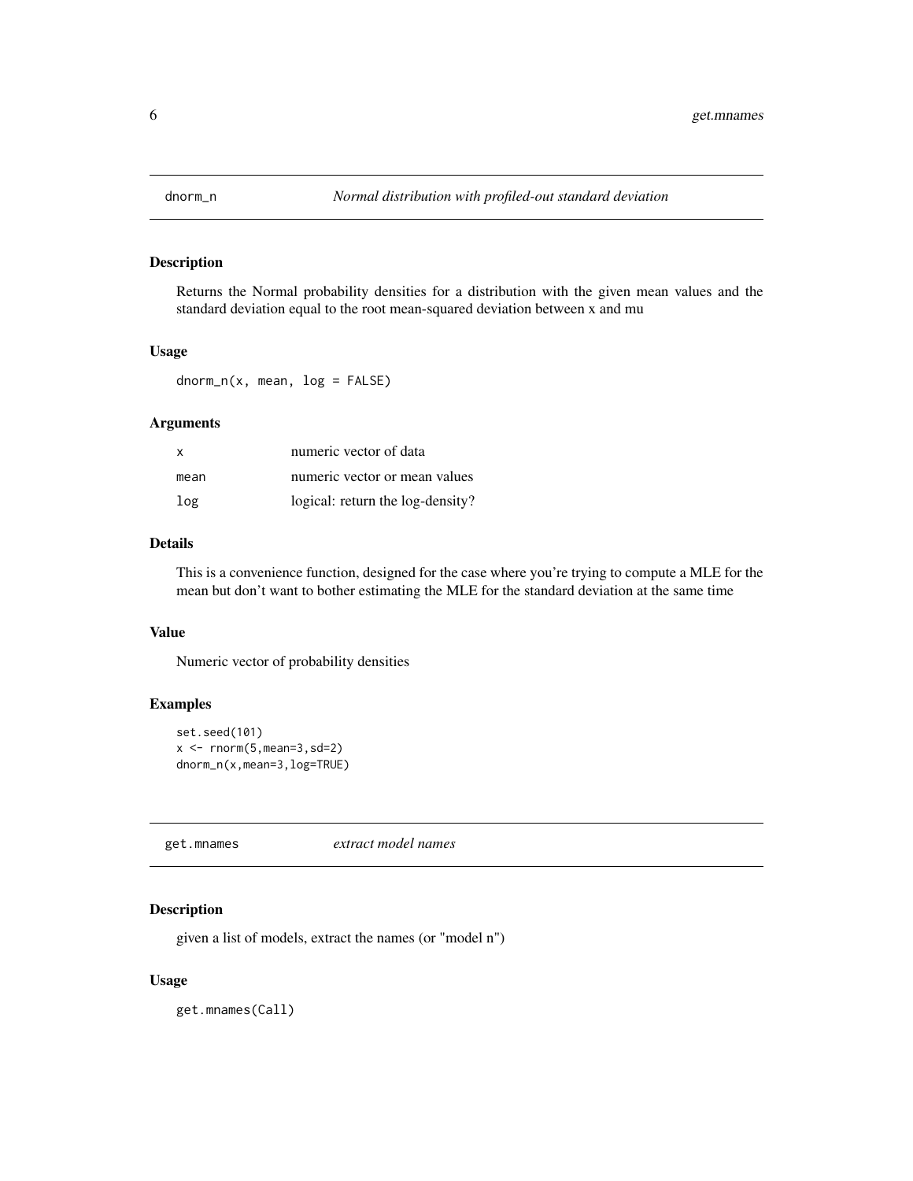## dnorm_n *Normal distribution with profiled-out standard deviation*

### Description

Returns the Normal probability densities for a distribution with the given mean values and the standard deviation equal to the root mean-squared deviation between x and mu

### Usage

```
dnorm_n(x, mean, log = FALSE)
```

### Arguments

| | |
|---|---|
| x | numeric vector of data |
| mean | numeric vector or mean values |
| log | logical: return the log-density? |

### Details

This is a convenience function, designed for the case where you're trying to compute a MLE for the mean but don't want to bother estimating the MLE for the standard deviation at the same time

### Value

Numeric vector of probability densities

### Examples

```
set.seed(101)
x <- rnorm(5,mean=3,sd=2)
dnorm_n(x,mean=3,log=TRUE)
```

## get.mnames *extract model names*

### Description

given a list of models, extract the names (or "model n")

### Usage

```
get.mnames(Call)
```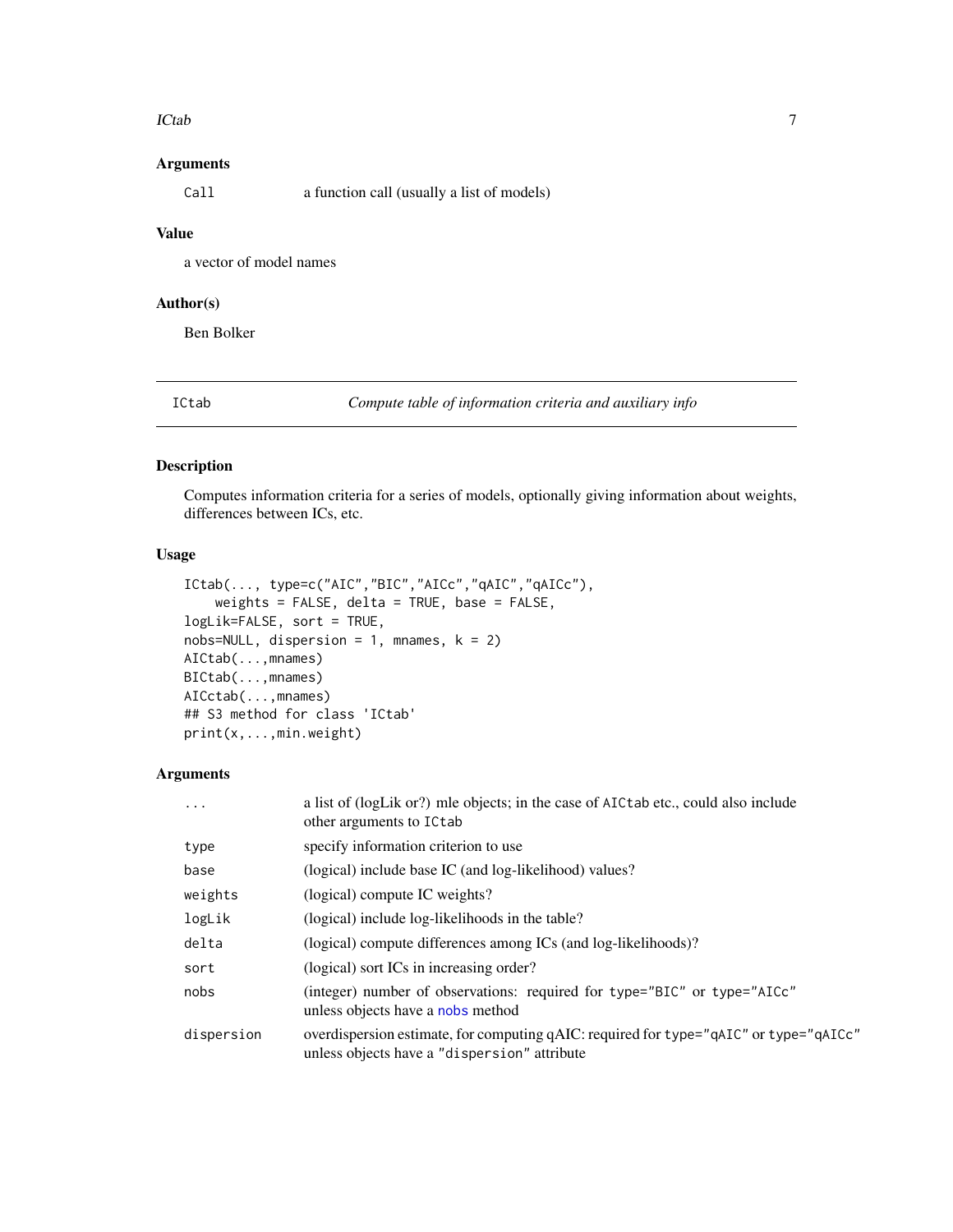### Arguments

| | |
|---|---|
| `Call` | a function call (usually a list of models) |

### Value

a vector of model names

### Author(s)

Ben Bolker

---

## ICtab — *Compute table of information criteria and auxiliary info*

### Description

Computes information criteria for a series of models, optionally giving information about weights, differences between ICs, etc.

### Usage

```
ICtab(..., type=c("AIC","BIC","AICc","qAIC","qAICc"),
    weights = FALSE, delta = TRUE, base = FALSE,
logLik=FALSE, sort = TRUE,
nobs=NULL, dispersion = 1, mnames, k = 2)
AICtab(...,mnames)
BICtab(...,mnames)
AICctab(...,mnames)
## S3 method for class 'ICtab'
print(x,...,min.weight)
```

### Arguments

| | |
|---|---|
| `...` | a list of (logLik or?) mle objects; in the case of `AICtab` etc., could also include other arguments to `ICtab` |
| `type` | specify information criterion to use |
| `base` | (logical) include base IC (and log-likelihood) values? |
| `weights` | (logical) compute IC weights? |
| `logLik` | (logical) include log-likelihoods in the table? |
| `delta` | (logical) compute differences among ICs (and log-likelihoods)? |
| `sort` | (logical) sort ICs in increasing order? |
| `nobs` | (integer) number of observations: required for `type="BIC"` or `type="AICc"` unless objects have a `nobs` method |
| `dispersion` | overdispersion estimate, for computing qAIC: required for `type="qAIC"` or `type="qAICc"` unless objects have a `"dispersion"` attribute |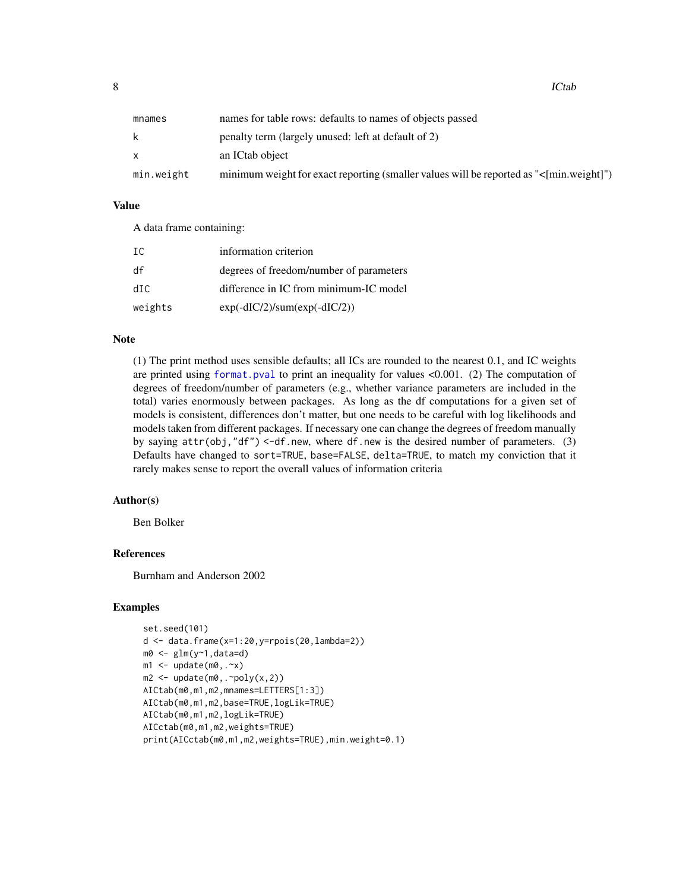| | |
|---|---|
| mnames | names for table rows: defaults to names of objects passed |
| k | penalty term (largely unused: left at default of 2) |
| x | an ICtab object |
| min.weight | minimum weight for exact reporting (smaller values will be reported as "<[min.weight]") |

## Value

A data frame containing:

| | |
|---|---|
| IC | information criterion |
| df | degrees of freedom/number of parameters |
| dIC | difference in IC from minimum-IC model |
| weights | exp(-dIC/2)/sum(exp(-dIC/2)) |

## Note

(1) The print method uses sensible defaults; all ICs are rounded to the nearest 0.1, and IC weights are printed using `format.pval` to print an inequality for values <0.001. (2) The computation of degrees of freedom/number of parameters (e.g., whether variance parameters are included in the total) varies enormously between packages. As long as the df computations for a given set of models is consistent, differences don't matter, but one needs to be careful with log likelihoods and models taken from different packages. If necessary one can change the degrees of freedom manually by saying `attr(obj,"df") <-df.new`, where `df.new` is the desired number of parameters. (3) Defaults have changed to `sort=TRUE`, `base=FALSE`, `delta=TRUE`, to match my conviction that it rarely makes sense to report the overall values of information criteria

## Author(s)

Ben Bolker

## References

Burnham and Anderson 2002

## Examples

```
set.seed(101)
d <- data.frame(x=1:20,y=rpois(20,lambda=2))
m0 <- glm(y~1,data=d)
m1 <- update(m0,.~x)
m2 <- update(m0,.~poly(x,2))
AICtab(m0,m1,m2,mnames=LETTERS[1:3])
AICtab(m0,m1,m2,base=TRUE,logLik=TRUE)
AICtab(m0,m1,m2,logLik=TRUE)
AICctab(m0,m1,m2,weights=TRUE)
print(AICctab(m0,m1,m2,weights=TRUE),min.weight=0.1)
```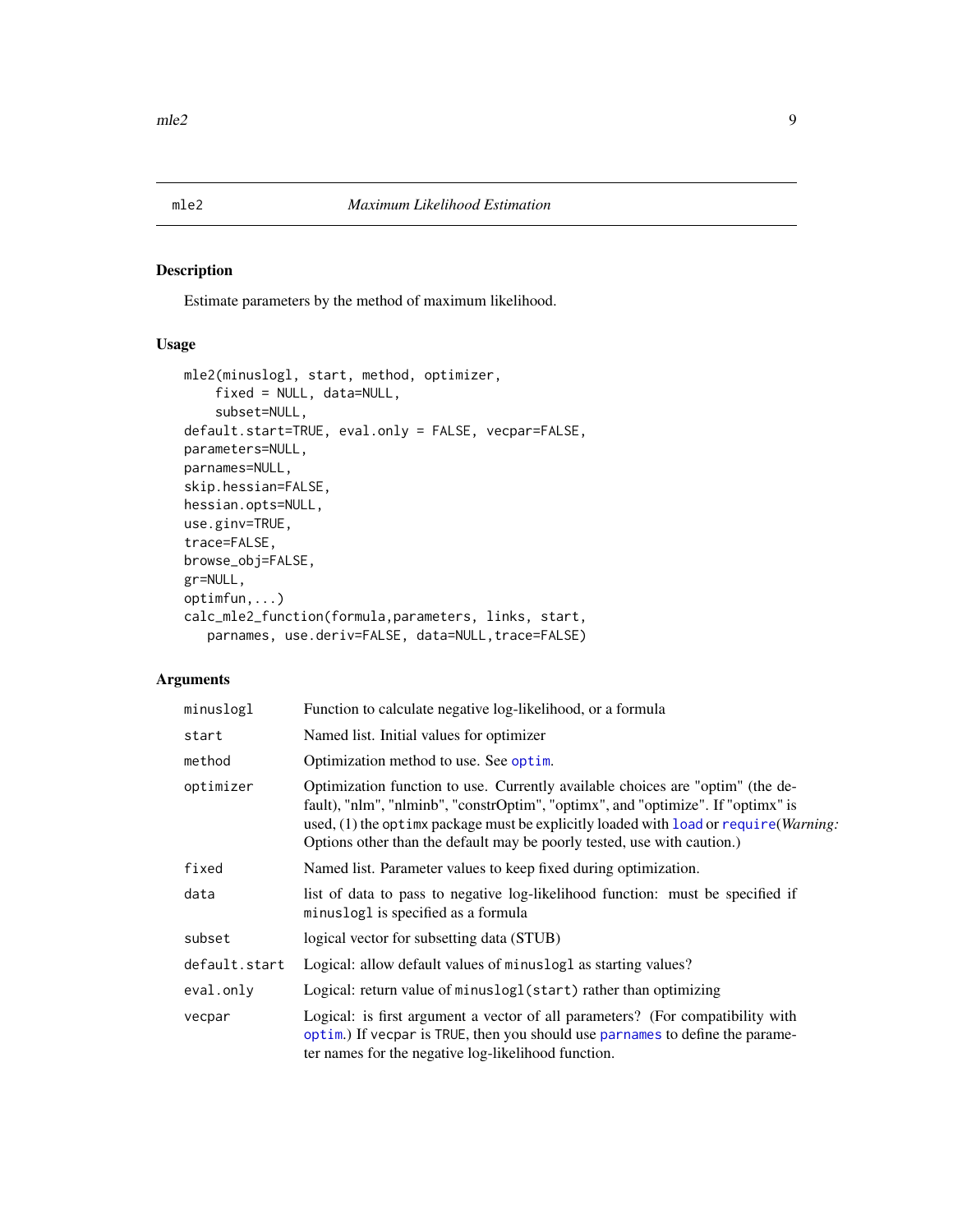## mle2 — *Maximum Likelihood Estimation*

### Description

Estimate parameters by the method of maximum likelihood.

### Usage

```
mle2(minuslogl, start, method, optimizer,
    fixed = NULL, data=NULL,
    subset=NULL,
default.start=TRUE, eval.only = FALSE, vecpar=FALSE,
parameters=NULL,
parnames=NULL,
skip.hessian=FALSE,
hessian.opts=NULL,
use.ginv=TRUE,
trace=FALSE,
browse_obj=FALSE,
gr=NULL,
optimfun,...)
calc_mle2_function(formula,parameters, links, start,
   parnames, use.deriv=FALSE, data=NULL,trace=FALSE)
```

### Arguments

| | |
|---|---|
| `minuslogl` | Function to calculate negative log-likelihood, or a formula |
| `start` | Named list. Initial values for optimizer |
| `method` | Optimization method to use. See `optim`. |
| `optimizer` | Optimization function to use. Currently available choices are "optim" (the default), "nlm", "nlminb", "constrOptim", "optimx", and "optimize". If "optimx" is used, (1) the `optimx` package must be explicitly loaded with `load` or `require`(*Warning:* Options other than the default may be poorly tested, use with caution.) |
| `fixed` | Named list. Parameter values to keep fixed during optimization. |
| `data` | list of data to pass to negative log-likelihood function: must be specified if `minuslogl` is specified as a formula |
| `subset` | logical vector for subsetting data (STUB) |
| `default.start` | Logical: allow default values of `minuslogl` as starting values? |
| `eval.only` | Logical: return value of `minuslogl(start)` rather than optimizing |
| `vecpar` | Logical: is first argument a vector of all parameters? (For compatibility with `optim`.) If `vecpar` is `TRUE`, then you should use `parnames` to define the parameter names for the negative log-likelihood function. |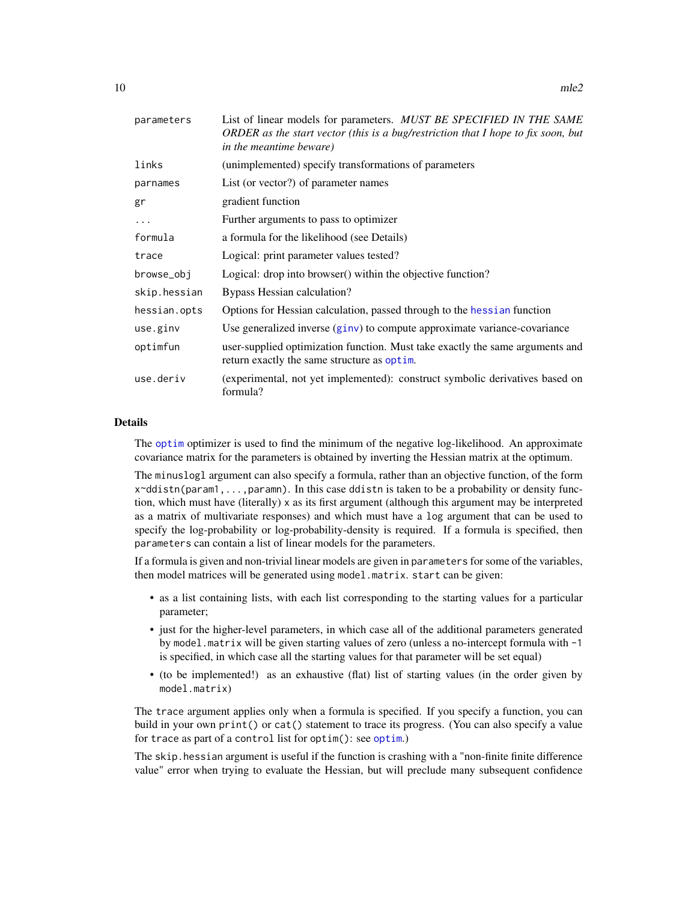| | |
|---|---|
| `parameters` | List of linear models for parameters. *MUST BE SPECIFIED IN THE SAME ORDER as the start vector (this is a bug/restriction that I hope to fix soon, but in the meantime beware)* |
| `links` | (unimplemented) specify transformations of parameters |
| `parnames` | List (or vector?) of parameter names |
| `gr` | gradient function |
| `...` | Further arguments to pass to optimizer |
| `formula` | a formula for the likelihood (see Details) |
| `trace` | Logical: print parameter values tested? |
| `browse_obj` | Logical: drop into browser() within the objective function? |
| `skip.hessian` | Bypass Hessian calculation? |
| `hessian.opts` | Options for Hessian calculation, passed through to the `hessian` function |
| `use.ginv` | Use generalized inverse (`ginv`) to compute approximate variance-covariance |
| `optimfun` | user-supplied optimization function. Must take exactly the same arguments and return exactly the same structure as `optim`. |
| `use.deriv` | (experimental, not yet implemented): construct symbolic derivatives based on formula? |

## Details

The `optim` optimizer is used to find the minimum of the negative log-likelihood. An approximate covariance matrix for the parameters is obtained by inverting the Hessian matrix at the optimum.

The `minuslogl` argument can also specify a formula, rather than an objective function, of the form `x~ddistn(param1,...,paramn)`. In this case `ddistn` is taken to be a probability or density function, which must have (literally) `x` as its first argument (although this argument may be interpreted as a matrix of multivariate responses) and which must have a `log` argument that can be used to specify the log-probability or log-probability-density is required. If a formula is specified, then `parameters` can contain a list of linear models for the parameters.

If a formula is given and non-trivial linear models are given in `parameters` for some of the variables, then model matrices will be generated using `model.matrix`. `start` can be given:

- as a list containing lists, with each list corresponding to the starting values for a particular parameter;
- just for the higher-level parameters, in which case all of the additional parameters generated by `model.matrix` will be given starting values of zero (unless a no-intercept formula with `-1` is specified, in which case all the starting values for that parameter will be set equal)
- (to be implemented!) as an exhaustive (flat) list of starting values (in the order given by `model.matrix`)

The `trace` argument applies only when a formula is specified. If you specify a function, you can build in your own `print()` or `cat()` statement to trace its progress. (You can also specify a value for `trace` as part of a `control` list for `optim()`: see `optim`.)

The `skip.hessian` argument is useful if the function is crashing with a "non-finite finite difference value" error when trying to evaluate the Hessian, but will preclude many subsequent confidence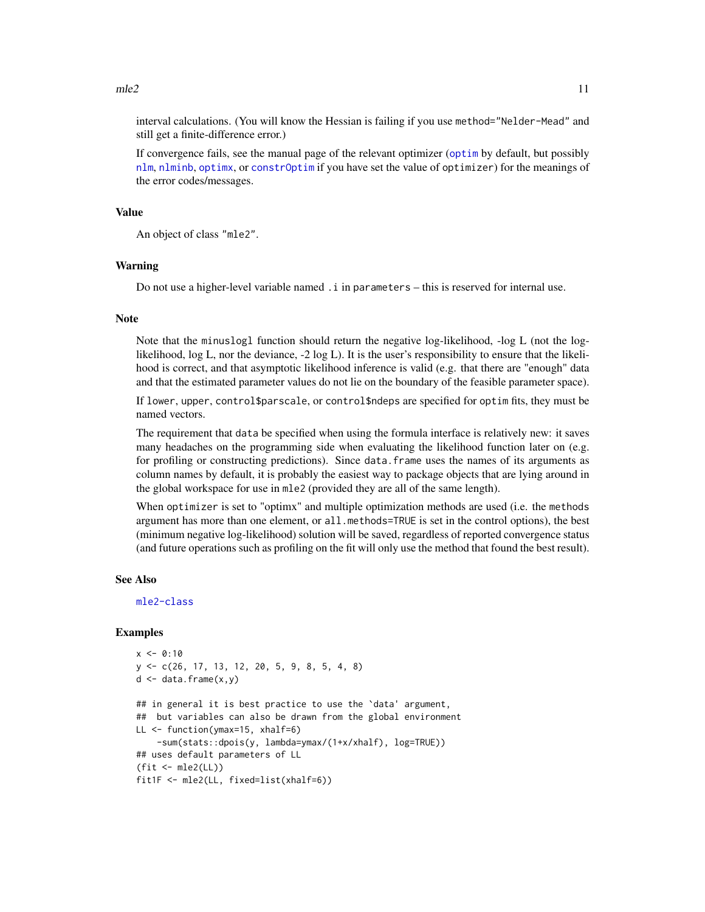interval calculations. (You will know the Hessian is failing if you use `method="Nelder-Mead"` and still get a finite-difference error.)

If convergence fails, see the manual page of the relevant optimizer (`optim` by default, but possibly `nlm`, `nlminb`, `optimx`, or `constrOptim` if you have set the value of `optimizer`) for the meanings of the error codes/messages.

## Value

An object of class "mle2".

## Warning

Do not use a higher-level variable named `.i` in `parameters` – this is reserved for internal use.

## Note

Note that the `minuslogl` function should return the negative log-likelihood, -log L (not the log-likelihood, log L, nor the deviance, -2 log L). It is the user's responsibility to ensure that the likelihood is correct, and that asymptotic likelihood inference is valid (e.g. that there are "enough" data and that the estimated parameter values do not lie on the boundary of the feasible parameter space).

If `lower`, `upper`, `control$parscale`, or `control$ndeps` are specified for `optim` fits, they must be named vectors.

The requirement that `data` be specified when using the formula interface is relatively new: it saves many headaches on the programming side when evaluating the likelihood function later on (e.g. for profiling or constructing predictions). Since `data.frame` uses the names of its arguments as column names by default, it is probably the easiest way to package objects that are lying around in the global workspace for use in `mle2` (provided they are all of the same length).

When `optimizer` is set to "optimx" and multiple optimization methods are used (i.e. the `methods` argument has more than one element, or `all.methods=TRUE` is set in the control options), the best (minimum negative log-likelihood) solution will be saved, regardless of reported convergence status (and future operations such as profiling on the fit will only use the method that found the best result).

## See Also

`mle2-class`

## Examples

```
x <- 0:10
y <- c(26, 17, 13, 12, 20, 5, 9, 8, 5, 4, 8)
d <- data.frame(x,y)

## in general it is best practice to use the `data' argument,
##  but variables can also be drawn from the global environment
LL <- function(ymax=15, xhalf=6)
    -sum(stats::dpois(y, lambda=ymax/(1+x/xhalf), log=TRUE))
## uses default parameters of LL
(fit <- mle2(LL))
fit1F <- mle2(LL, fixed=list(xhalf=6))
```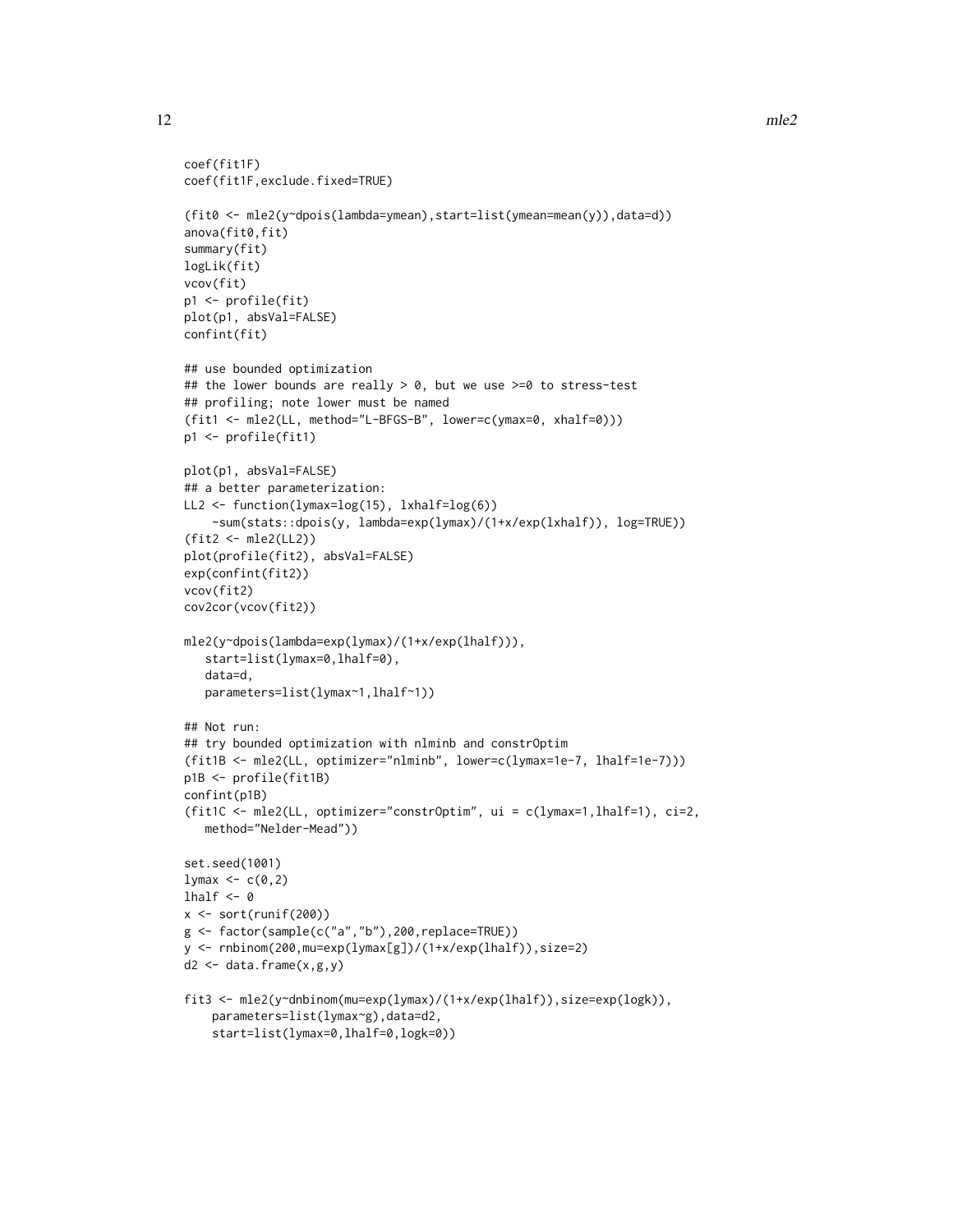```
coef(fit1F)
coef(fit1F,exclude.fixed=TRUE)

(fit0 <- mle2(y~dpois(lambda=ymean),start=list(ymean=mean(y)),data=d))
anova(fit0,fit)
summary(fit)
logLik(fit)
vcov(fit)
p1 <- profile(fit)
plot(p1, absVal=FALSE)
confint(fit)

## use bounded optimization
## the lower bounds are really > 0, but we use >=0 to stress-test
## profiling; note lower must be named
(fit1 <- mle2(LL, method="L-BFGS-B", lower=c(ymax=0, xhalf=0)))
p1 <- profile(fit1)

plot(p1, absVal=FALSE)
## a better parameterization:
LL2 <- function(lymax=log(15), lxhalf=log(6))
    -sum(stats::dpois(y, lambda=exp(lymax)/(1+x/exp(lxhalf)), log=TRUE))
(fit2 <- mle2(LL2))
plot(profile(fit2), absVal=FALSE)
exp(confint(fit2))
vcov(fit2)
cov2cor(vcov(fit2))

mle2(y~dpois(lambda=exp(lymax)/(1+x/exp(lhalf))),
   start=list(lymax=0,lhalf=0),
   data=d,
   parameters=list(lymax~1,lhalf~1))

## Not run:
## try bounded optimization with nlminb and constrOptim
(fit1B <- mle2(LL, optimizer="nlminb", lower=c(lymax=1e-7, lhalf=1e-7)))
p1B <- profile(fit1B)
confint(p1B)
(fit1C <- mle2(LL, optimizer="constrOptim", ui = c(lymax=1,lhalf=1), ci=2,
   method="Nelder-Mead"))

set.seed(1001)
lymax <- c(0,2)
lhalf <- 0
x <- sort(runif(200))
g <- factor(sample(c("a","b"),200,replace=TRUE))
y <- rnbinom(200,mu=exp(lymax[g])/(1+x/exp(lhalf)),size=2)
d2 <- data.frame(x,g,y)

fit3 <- mle2(y~dnbinom(mu=exp(lymax)/(1+x/exp(lhalf)),size=exp(logk)),
    parameters=list(lymax~g),data=d2,
    start=list(lymax=0,lhalf=0,logk=0))
```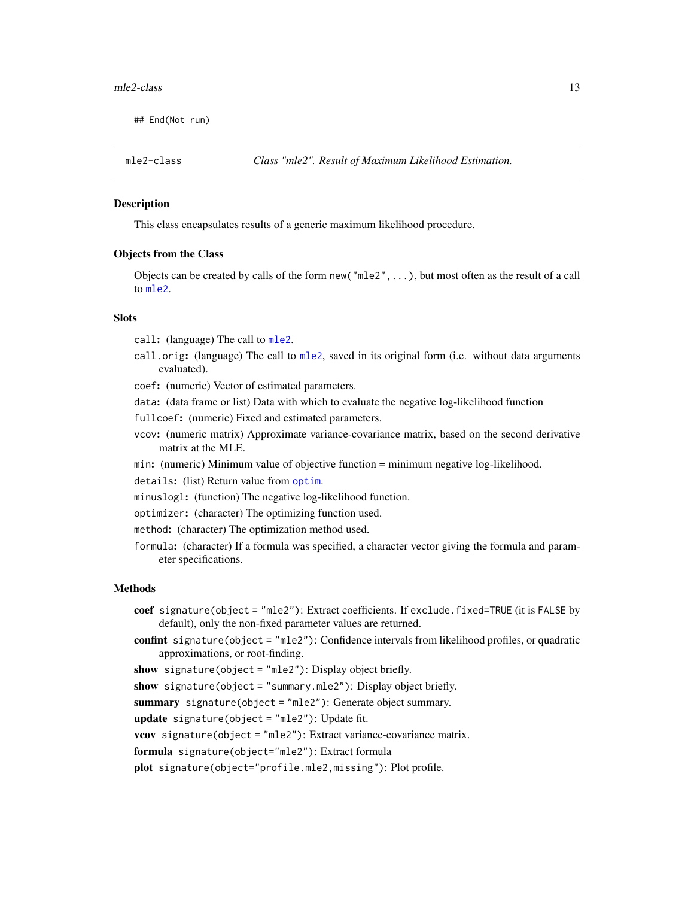```
## End(Not run)
```

---

mle2-class &nbsp;&nbsp;&nbsp;&nbsp; *Class "mle2". Result of Maximum Likelihood Estimation.*

---

## Description

This class encapsulates results of a generic maximum likelihood procedure.

## Objects from the Class

Objects can be created by calls of the form `new("mle2", ...)`, but most often as the result of a call to `mle2`.

## Slots

- `call`: (language) The call to `mle2`.
- `call.orig`: (language) The call to `mle2`, saved in its original form (i.e. without data arguments evaluated).
- `coef`: (numeric) Vector of estimated parameters.
- `data`: (data frame or list) Data with which to evaluate the negative log-likelihood function
- `fullcoef`: (numeric) Fixed and estimated parameters.
- `vcov`: (numeric matrix) Approximate variance-covariance matrix, based on the second derivative matrix at the MLE.
- `min`: (numeric) Minimum value of objective function = minimum negative log-likelihood.
- `details`: (list) Return value from `optim`.
- `minuslogl`: (function) The negative log-likelihood function.
- `optimizer`: (character) The optimizing function used.
- `method`: (character) The optimization method used.
- `formula`: (character) If a formula was specified, a character vector giving the formula and parameter specifications.

## Methods

- **coef** `signature(object = "mle2")`: Extract coefficients. If `exclude.fixed=TRUE` (it is `FALSE` by default), only the non-fixed parameter values are returned.
- **confint** `signature(object = "mle2")`: Confidence intervals from likelihood profiles, or quadratic approximations, or root-finding.
- **show** `signature(object = "mle2")`: Display object briefly.
- **show** `signature(object = "summary.mle2")`: Display object briefly.
- **summary** `signature(object = "mle2")`: Generate object summary.
- **update** `signature(object = "mle2")`: Update fit.
- **vcov** `signature(object = "mle2")`: Extract variance-covariance matrix.
- **formula** `signature(object="mle2")`: Extract formula
- **plot** `signature(object="profile.mle2,missing")`: Plot profile.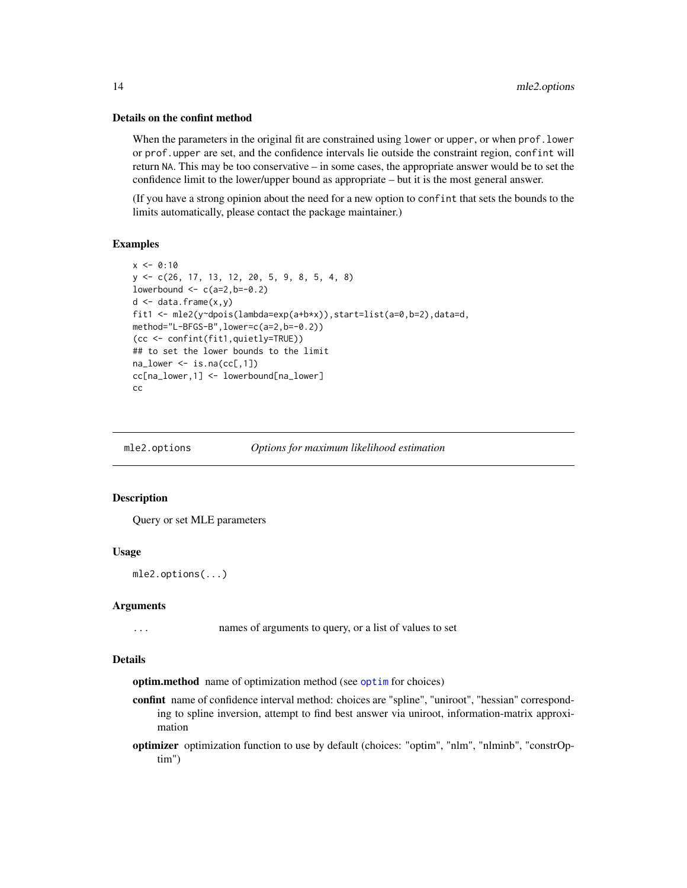### Details on the confint method

When the parameters in the original fit are constrained using `lower` or `upper`, or when `prof.lower` or `prof.upper` are set, and the confidence intervals lie outside the constraint region, `confint` will return `NA`. This may be too conservative – in some cases, the appropriate answer would be to set the confidence limit to the lower/upper bound as appropriate – but it is the most general answer.

(If you have a strong opinion about the need for a new option to `confint` that sets the bounds to the limits automatically, please contact the package maintainer.)

### Examples

```
x <- 0:10
y <- c(26, 17, 13, 12, 20, 5, 9, 8, 5, 4, 8)
lowerbound <- c(a=2,b=-0.2)
d <- data.frame(x,y)
fit1 <- mle2(y~dpois(lambda=exp(a+b*x)),start=list(a=0,b=2),data=d,
method="L-BFGS-B",lower=c(a=2,b=-0.2))
(cc <- confint(fit1,quietly=TRUE))
## to set the lower bounds to the limit
na_lower <- is.na(cc[,1])
cc[na_lower,1] <- lowerbound[na_lower]
cc
```

---

## mle2.options — *Options for maximum likelihood estimation*

### Description

Query or set MLE parameters

### Usage

```
mle2.options(...)
```

### Arguments

`...` names of arguments to query, or a list of values to set

### Details

**optim.method** name of optimization method (see `optim` for choices)

**confint** name of confidence interval method: choices are "spline", "uniroot", "hessian" corresponding to spline inversion, attempt to find best answer via uniroot, information-matrix approximation

**optimizer** optimization function to use by default (choices: "optim", "nlm", "nlminb", "constrOptim")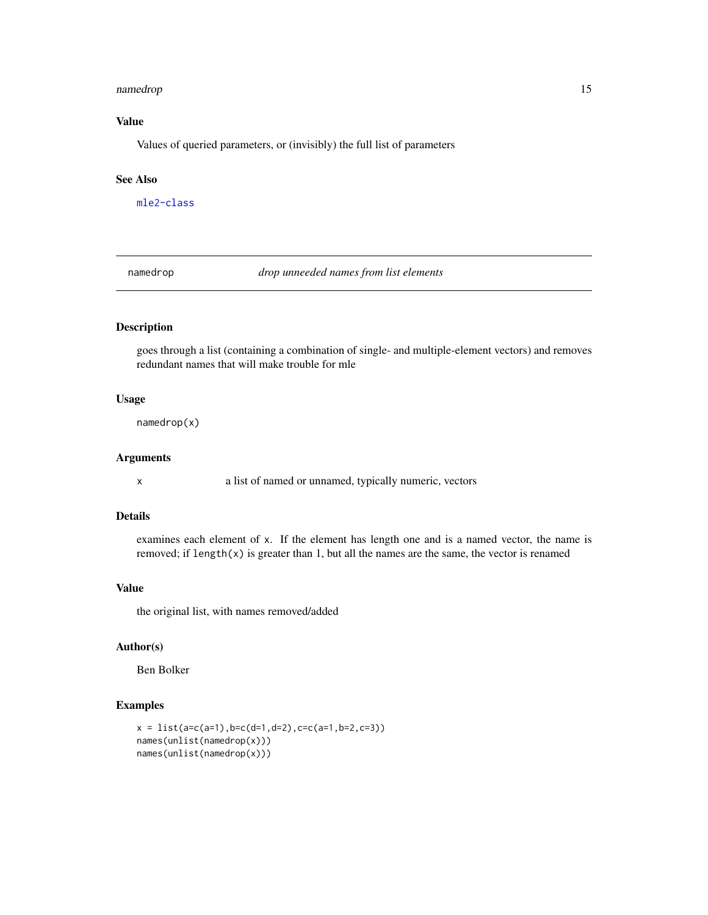### Value

Values of queried parameters, or (invisibly) the full list of parameters

### See Also

`mle2-class`

---

## namedrop — *drop unneeded names from list elements*

### Description

goes through a list (containing a combination of single- and multiple-element vectors) and removes redundant names that will make trouble for mle

### Usage

```
namedrop(x)
```

### Arguments

| | |
|---|---|
| x | a list of named or unnamed, typically numeric, vectors |

### Details

examines each element of `x`. If the element has length one and is a named vector, the name is removed; if `length(x)` is greater than 1, but all the names are the same, the vector is renamed

### Value

the original list, with names removed/added

### Author(s)

Ben Bolker

### Examples

```
x = list(a=c(a=1),b=c(d=1,d=2),c=c(a=1,b=2,c=3))
names(unlist(namedrop(x)))
names(unlist(namedrop(x)))
```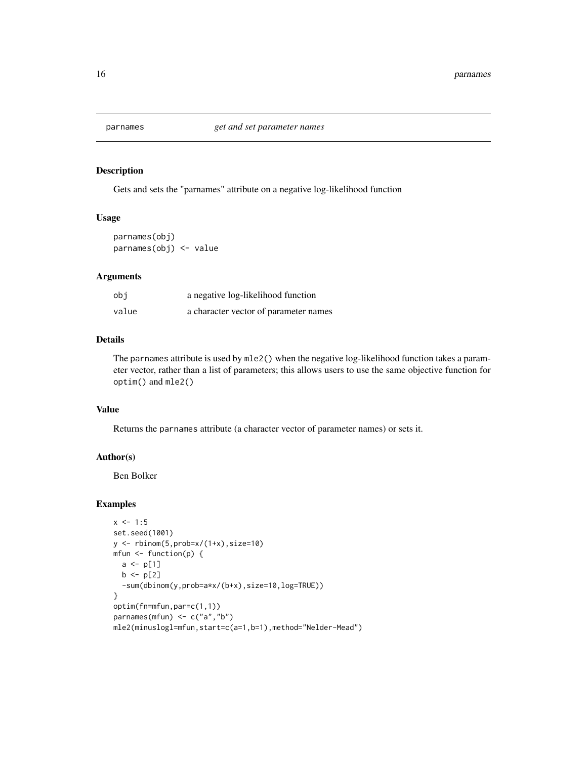# parnames *get and set parameter names*

## Description

Gets and sets the "parnames" attribute on a negative log-likelihood function

## Usage

```
parnames(obj)
parnames(obj) <- value
```

## Arguments

| | |
|---|---|
| obj | a negative log-likelihood function |
| value | a character vector of parameter names |

## Details

The parnames attribute is used by mle2() when the negative log-likelihood function takes a parameter vector, rather than a list of parameters; this allows users to use the same objective function for optim() and mle2()

## Value

Returns the parnames attribute (a character vector of parameter names) or sets it.

## Author(s)

Ben Bolker

## Examples

```
x <- 1:5
set.seed(1001)
y <- rbinom(5,prob=x/(1+x),size=10)
mfun <- function(p) {
  a <- p[1]
  b <- p[2]
  -sum(dbinom(y,prob=a*x/(b+x),size=10,log=TRUE))
}
optim(fn=mfun,par=c(1,1))
parnames(mfun) <- c("a","b")
mle2(minuslogl=mfun,start=c(a=1,b=1),method="Nelder-Mead")
```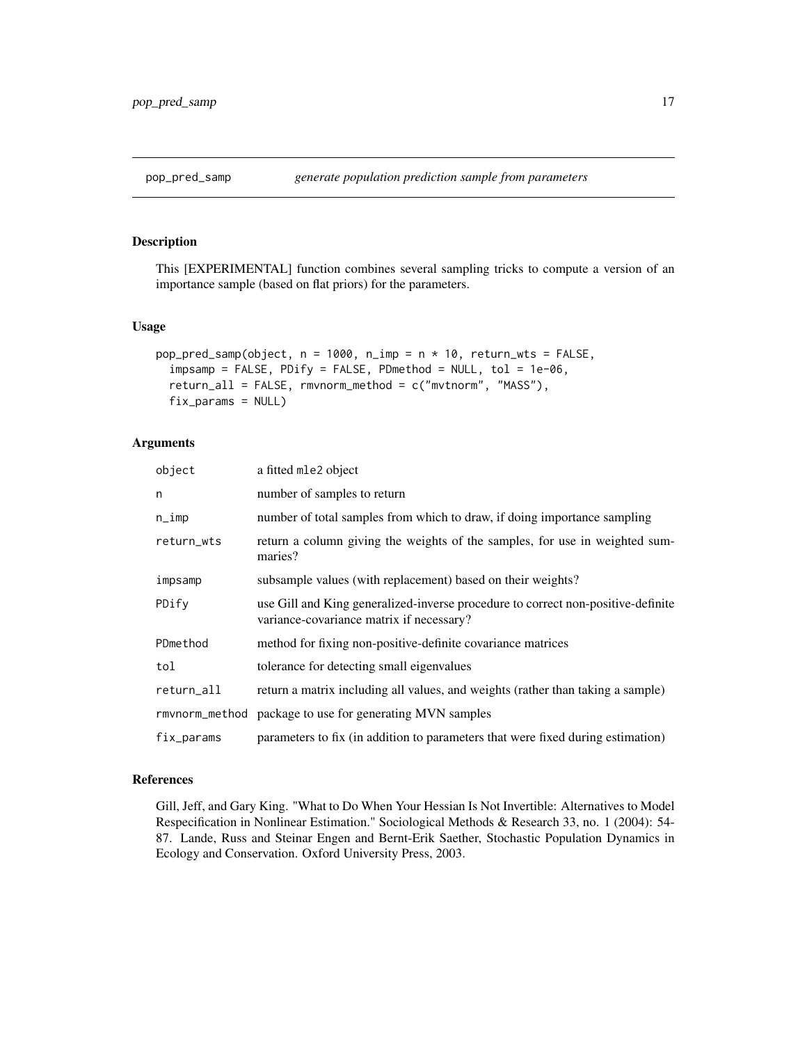## pop_pred_samp *generate population prediction sample from parameters*

### Description

This [EXPERIMENTAL] function combines several sampling tricks to compute a version of an importance sample (based on flat priors) for the parameters.

### Usage

```
pop_pred_samp(object, n = 1000, n_imp = n * 10, return_wts = FALSE,
  impsamp = FALSE, PDify = FALSE, PDmethod = NULL, tol = 1e-06,
  return_all = FALSE, rmvnorm_method = c("mvtnorm", "MASS"),
  fix_params = NULL)
```

### Arguments

| | |
|---|---|
| object | a fitted mle2 object |
| n | number of samples to return |
| n_imp | number of total samples from which to draw, if doing importance sampling |
| return_wts | return a column giving the weights of the samples, for use in weighted summaries? |
| impsamp | subsample values (with replacement) based on their weights? |
| PDify | use Gill and King generalized-inverse procedure to correct non-positive-definite variance-covariance matrix if necessary? |
| PDmethod | method for fixing non-positive-definite covariance matrices |
| tol | tolerance for detecting small eigenvalues |
| return_all | return a matrix including all values, and weights (rather than taking a sample) |
| rmvnorm_method | package to use for generating MVN samples |
| fix_params | parameters to fix (in addition to parameters that were fixed during estimation) |

### References

Gill, Jeff, and Gary King. "What to Do When Your Hessian Is Not Invertible: Alternatives to Model Respecification in Nonlinear Estimation." Sociological Methods & Research 33, no. 1 (2004): 54-87. Lande, Russ and Steinar Engen and Bernt-Erik Saether, Stochastic Population Dynamics in Ecology and Conservation. Oxford University Press, 2003.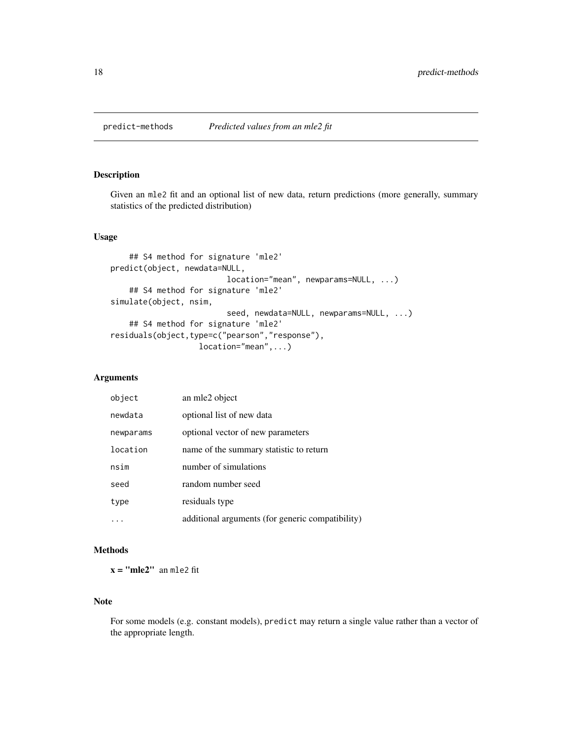# predict-methods *Predicted values from an mle2 fit*

## Description

Given an `mle2` fit and an optional list of new data, return predictions (more generally, summary statistics of the predicted distribution)

## Usage

```
    ## S4 method for signature 'mle2'
predict(object, newdata=NULL,
                         location="mean", newparams=NULL, ...)
    ## S4 method for signature 'mle2'
simulate(object, nsim,
                         seed, newdata=NULL, newparams=NULL, ...)
    ## S4 method for signature 'mle2'
residuals(object,type=c("pearson","response"),
                   location="mean",...)
```

## Arguments

| | |
|---|---|
| `object` | an mle2 object |
| `newdata` | optional list of new data |
| `newparams` | optional vector of new parameters |
| `location` | name of the summary statistic to return |
| `nsim` | number of simulations |
| `seed` | random number seed |
| `type` | residuals type |
| `...` | additional arguments (for generic compatibility) |

## Methods

**x = "mle2"** an `mle2` fit

## Note

For some models (e.g. constant models), `predict` may return a single value rather than a vector of the appropriate length.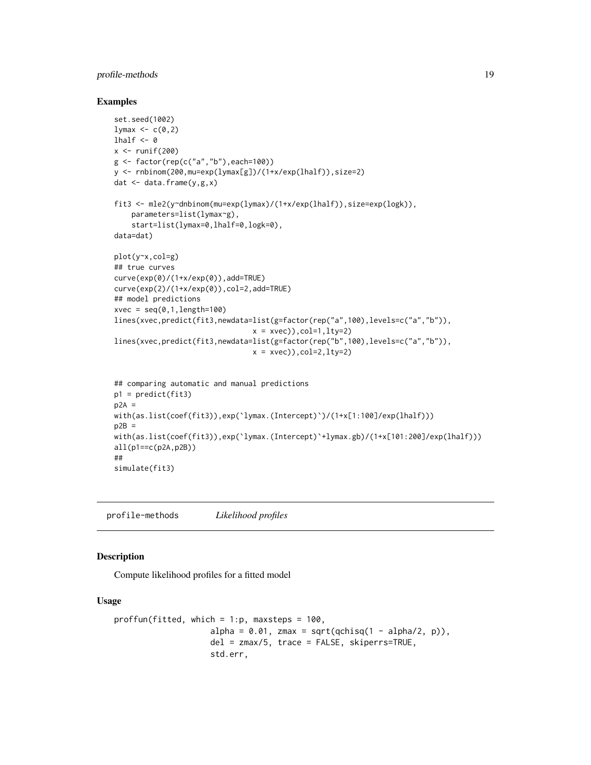## Examples

```
set.seed(1002)
lymax <- c(0,2)
lhalf <- 0
x <- runif(200)
g <- factor(rep(c("a","b"),each=100))
y <- rnbinom(200,mu=exp(lymax[g])/(1+x/exp(lhalf)),size=2)
dat <- data.frame(y,g,x)

fit3 <- mle2(y~dnbinom(mu=exp(lymax)/(1+x/exp(lhalf)),size=exp(logk)),
    parameters=list(lymax~g),
    start=list(lymax=0,lhalf=0,logk=0),
data=dat)

plot(y~x,col=g)
## true curves
curve(exp(0)/(1+x/exp(0)),add=TRUE)
curve(exp(2)/(1+x/exp(0)),col=2,add=TRUE)
## model predictions
xvec = seq(0,1,length=100)
lines(xvec,predict(fit3,newdata=list(g=factor(rep("a",100),levels=c("a","b")),
                                x = xvec)),col=1,lty=2)
lines(xvec,predict(fit3,newdata=list(g=factor(rep("b",100),levels=c("a","b")),
                                x = xvec)),col=2,lty=2)


## comparing automatic and manual predictions
p1 = predict(fit3)
p2A =
with(as.list(coef(fit3)),exp(`lymax.(Intercept)`)/(1+x[1:100]/exp(lhalf)))
p2B =
with(as.list(coef(fit3)),exp(`lymax.(Intercept)`+lymax.gb)/(1+x[101:200]/exp(lhalf)))
all(p1==c(p2A,p2B))
##
simulate(fit3)
```

---

# profile-methods    *Likelihood profiles*

## Description

Compute likelihood profiles for a fitted model

## Usage

```
proffun(fitted, which = 1:p, maxsteps = 100,
                    alpha = 0.01, zmax = sqrt(qchisq(1 - alpha/2, p)),
                    del = zmax/5, trace = FALSE, skiperrs=TRUE,
                    std.err,
```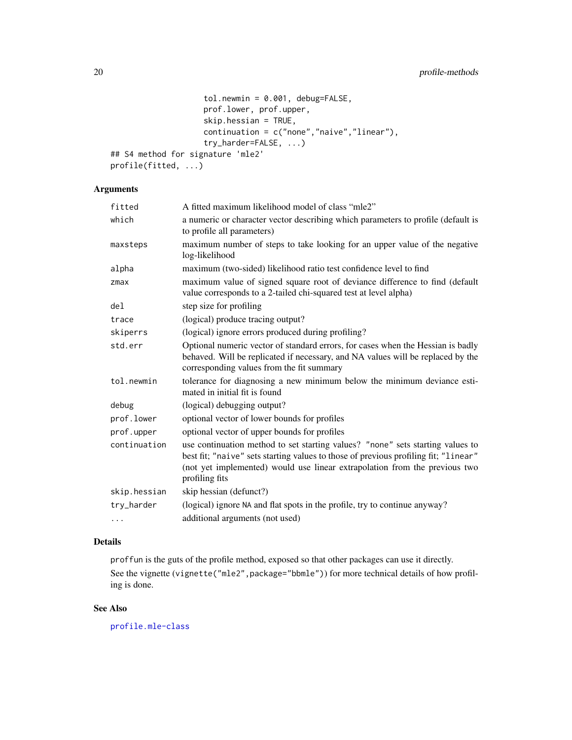```
                tol.newmin = 0.001, debug=FALSE,
                prof.lower, prof.upper,
                skip.hessian = TRUE,
                continuation = c("none","naive","linear"),
                try_harder=FALSE, ...)
## S4 method for signature 'mle2'
profile(fitted, ...)
```

### Arguments

| | |
|---|---|
| `fitted` | A fitted maximum likelihood model of class "mle2" |
| `which` | a numeric or character vector describing which parameters to profile (default is to profile all parameters) |
| `maxsteps` | maximum number of steps to take looking for an upper value of the negative log-likelihood |
| `alpha` | maximum (two-sided) likelihood ratio test confidence level to find |
| `zmax` | maximum value of signed square root of deviance difference to find (default value corresponds to a 2-tailed chi-squared test at level alpha) |
| `del` | step size for profiling |
| `trace` | (logical) produce tracing output? |
| `skiperrs` | (logical) ignore errors produced during profiling? |
| `std.err` | Optional numeric vector of standard errors, for cases when the Hessian is badly behaved. Will be replicated if necessary, and NA values will be replaced by the corresponding values from the fit summary |
| `tol.newmin` | tolerance for diagnosing a new minimum below the minimum deviance estimated in initial fit is found |
| `debug` | (logical) debugging output? |
| `prof.lower` | optional vector of lower bounds for profiles |
| `prof.upper` | optional vector of upper bounds for profiles |
| `continuation` | use continuation method to set starting values? `"none"` sets starting values to best fit; `"naive"` sets starting values to those of previous profiling fit; `"linear"` (not yet implemented) would use linear extrapolation from the previous two profiling fits |
| `skip.hessian` | skip hessian (defunct?) |
| `try_harder` | (logical) ignore `NA` and flat spots in the profile, try to continue anyway? |
| `...` | additional arguments (not used) |

### Details

`proffun` is the guts of the profile method, exposed so that other packages can use it directly.

See the vignette (`vignette("mle2",package="bbmle")`) for more technical details of how profiling is done.

### See Also

`profile.mle-class`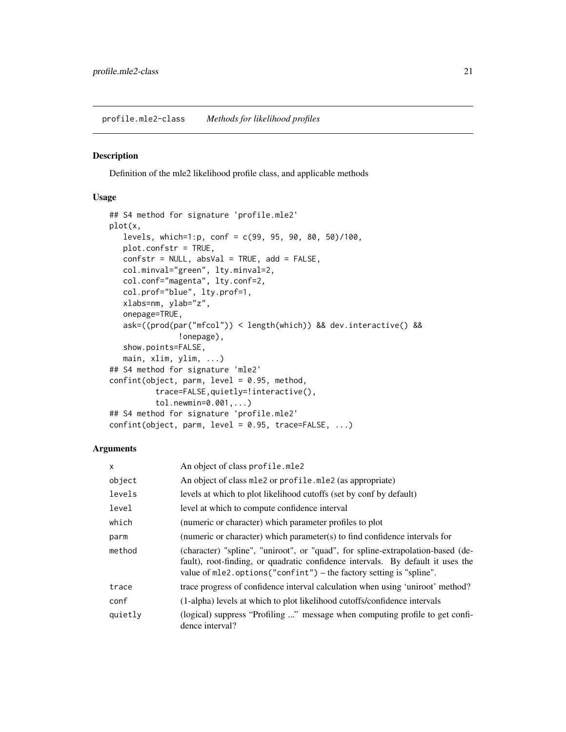profile.mle2-class    *Methods for likelihood profiles*

## Description

Definition of the mle2 likelihood profile class, and applicable methods

## Usage

```
## S4 method for signature 'profile.mle2'
plot(x,
   levels, which=1:p, conf = c(99, 95, 90, 80, 50)/100,
   plot.confstr = TRUE,
   confstr = NULL, absVal = TRUE, add = FALSE,
   col.minval="green", lty.minval=2,
   col.conf="magenta", lty.conf=2,
   col.prof="blue", lty.prof=1,
   xlabs=nm, ylab="z",
   onepage=TRUE,
   ask=((prod(par("mfcol")) < length(which)) && dev.interactive() &&
              !onepage),
   show.points=FALSE,
   main, xlim, ylim, ...)
## S4 method for signature 'mle2'
confint(object, parm, level = 0.95, method,
         trace=FALSE,quietly=!interactive(),
         tol.newmin=0.001,...)
## S4 method for signature 'profile.mle2'
confint(object, parm, level = 0.95, trace=FALSE, ...)
```

## Arguments

| | |
|---|---|
| x | An object of class profile.mle2 |
| object | An object of class mle2 or profile.mle2 (as appropriate) |
| levels | levels at which to plot likelihood cutoffs (set by conf by default) |
| level | level at which to compute confidence interval |
| which | (numeric or character) which parameter profiles to plot |
| parm | (numeric or character) which parameter(s) to find confidence intervals for |
| method | (character) "spline", "uniroot", or "quad", for spline-extrapolation-based (default), root-finding, or quadratic confidence intervals. By default it uses the value of mle2.options("confint") – the factory setting is "spline". |
| trace | trace progress of confidence interval calculation when using 'uniroot' method? |
| conf | (1-alpha) levels at which to plot likelihood cutoffs/confidence intervals |
| quietly | (logical) suppress "Profiling ..." message when computing profile to get confidence interval? |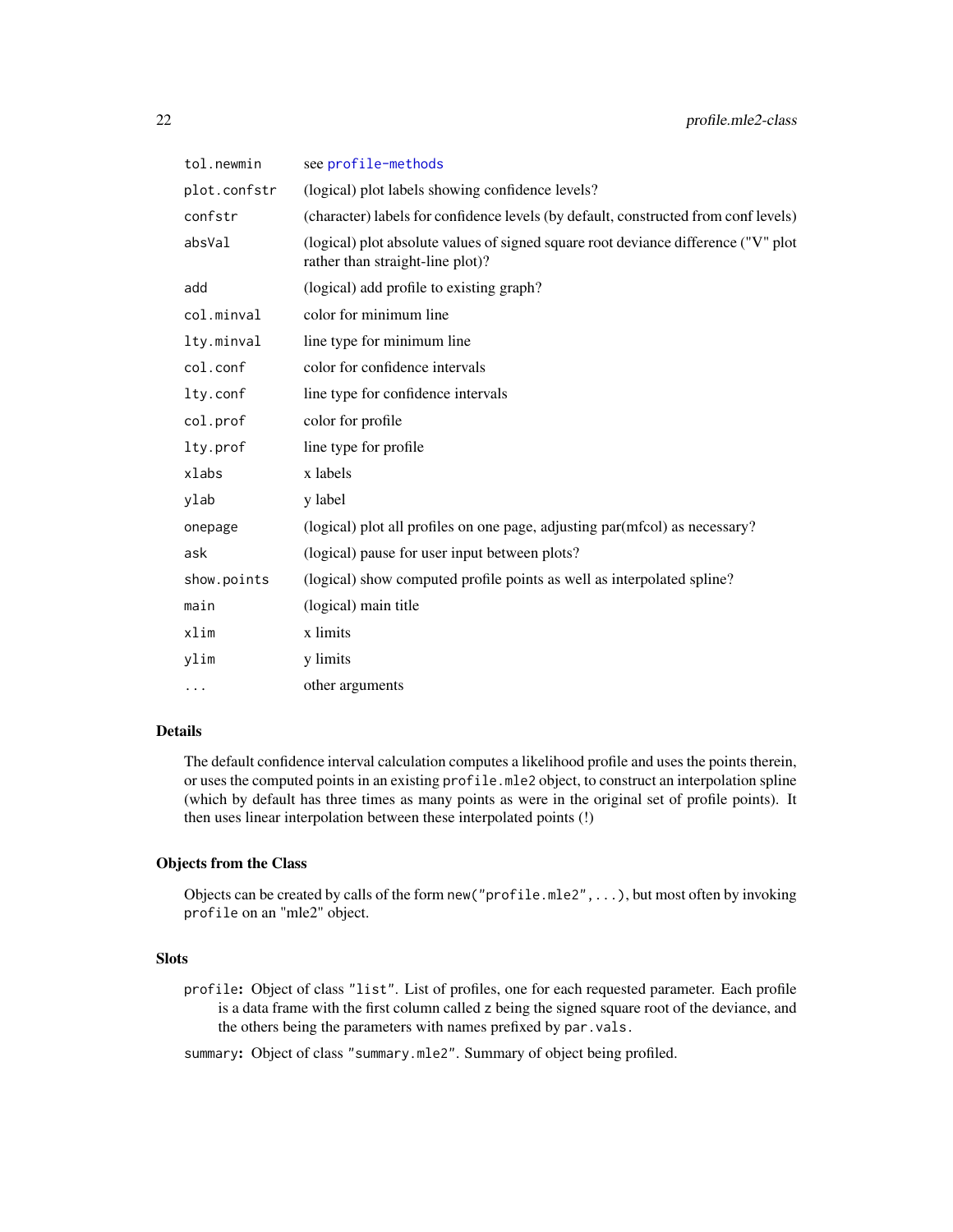| | |
|---|---|
| tol.newmin | see profile-methods |
| plot.confstr | (logical) plot labels showing confidence levels? |
| confstr | (character) labels for confidence levels (by default, constructed from conf levels) |
| absVal | (logical) plot absolute values of signed square root deviance difference ("V" plot rather than straight-line plot)? |
| add | (logical) add profile to existing graph? |
| col.minval | color for minimum line |
| lty.minval | line type for minimum line |
| col.conf | color for confidence intervals |
| lty.conf | line type for confidence intervals |
| col.prof | color for profile |
| lty.prof | line type for profile |
| xlabs | x labels |
| ylab | y label |
| onepage | (logical) plot all profiles on one page, adjusting par(mfcol) as necessary? |
| ask | (logical) pause for user input between plots? |
| show.points | (logical) show computed profile points as well as interpolated spline? |
| main | (logical) main title |
| xlim | x limits |
| ylim | y limits |
| ... | other arguments |

## Details

The default confidence interval calculation computes a likelihood profile and uses the points therein, or uses the computed points in an existing `profile.mle2` object, to construct an interpolation spline (which by default has three times as many points as were in the original set of profile points). It then uses linear interpolation between these interpolated points (!)

## Objects from the Class

Objects can be created by calls of the form `new("profile.mle2",...)`, but most often by invoking `profile` on an "mle2" object.

## Slots

**profile:** Object of class "list". List of profiles, one for each requested parameter. Each profile is a data frame with the first column called z being the signed square root of the deviance, and the others being the parameters with names prefixed by `par.vals`.

**summary:** Object of class "summary.mle2". Summary of object being profiled.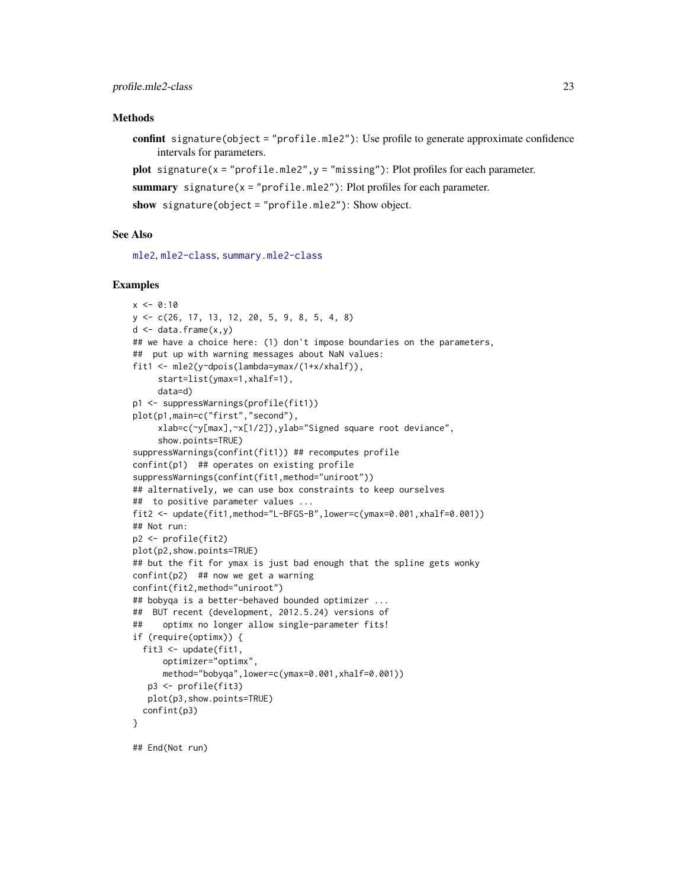### Methods

**confint** `signature(object = "profile.mle2")`: Use profile to generate approximate confidence intervals for parameters.

**plot** `signature(x = "profile.mle2", y = "missing")`: Plot profiles for each parameter.

**summary** `signature(x = "profile.mle2")`: Plot profiles for each parameter.

**show** `signature(object = "profile.mle2")`: Show object.

### See Also

mle2, mle2-class, summary.mle2-class

### Examples

```
x <- 0:10
y <- c(26, 17, 13, 12, 20, 5, 9, 8, 5, 4, 8)
d <- data.frame(x,y)
## we have a choice here: (1) don't impose boundaries on the parameters,
##  put up with warning messages about NaN values:
fit1 <- mle2(y~dpois(lambda=ymax/(1+x/xhalf)),
     start=list(ymax=1,xhalf=1),
     data=d)
p1 <- suppressWarnings(profile(fit1))
plot(p1,main=c("first","second"),
     xlab=c(~y[max],~x[1/2]),ylab="Signed square root deviance",
     show.points=TRUE)
suppressWarnings(confint(fit1)) ## recomputes profile
confint(p1)  ## operates on existing profile
suppressWarnings(confint(fit1,method="uniroot"))
## alternatively, we can use box constraints to keep ourselves
##  to positive parameter values ...
fit2 <- update(fit1,method="L-BFGS-B",lower=c(ymax=0.001,xhalf=0.001))
## Not run:
p2 <- profile(fit2)
plot(p2,show.points=TRUE)
## but the fit for ymax is just bad enough that the spline gets wonky
confint(p2)  ## now we get a warning
confint(fit2,method="uniroot")
## bobyqa is a better-behaved bounded optimizer ...
##  BUT recent (development, 2012.5.24) versions of
##    optimx no longer allow single-parameter fits!
if (require(optimx)) {
  fit3 <- update(fit1,
      optimizer="optimx",
      method="bobyqa",lower=c(ymax=0.001,xhalf=0.001))
   p3 <- profile(fit3)
   plot(p3,show.points=TRUE)
  confint(p3)
}

## End(Not run)
```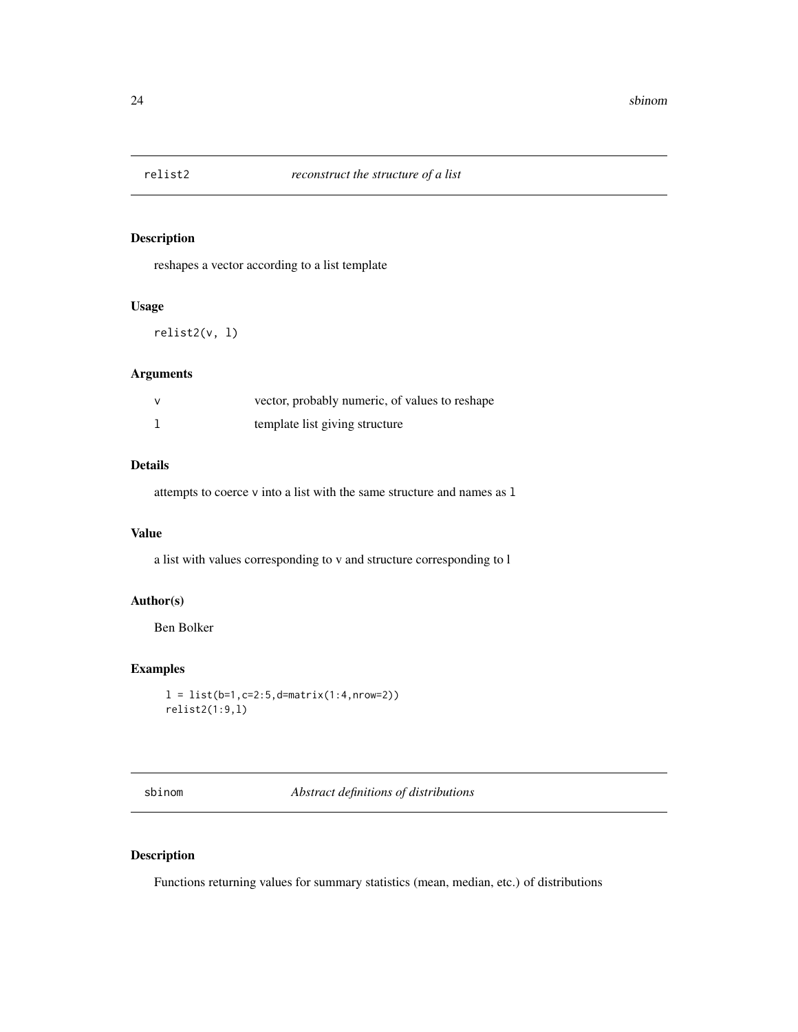## relist2 *reconstruct the structure of a list*

### Description

reshapes a vector according to a list template

### Usage

```
relist2(v, l)
```

### Arguments

| | |
|---|---|
| v | vector, probably numeric, of values to reshape |
| l | template list giving structure |

### Details

attempts to coerce v into a list with the same structure and names as l

### Value

a list with values corresponding to v and structure corresponding to l

### Author(s)

Ben Bolker

### Examples

```
l = list(b=1,c=2:5,d=matrix(1:4,nrow=2))
relist2(1:9,l)
```

## sbinom *Abstract definitions of distributions*

### Description

Functions returning values for summary statistics (mean, median, etc.) of distributions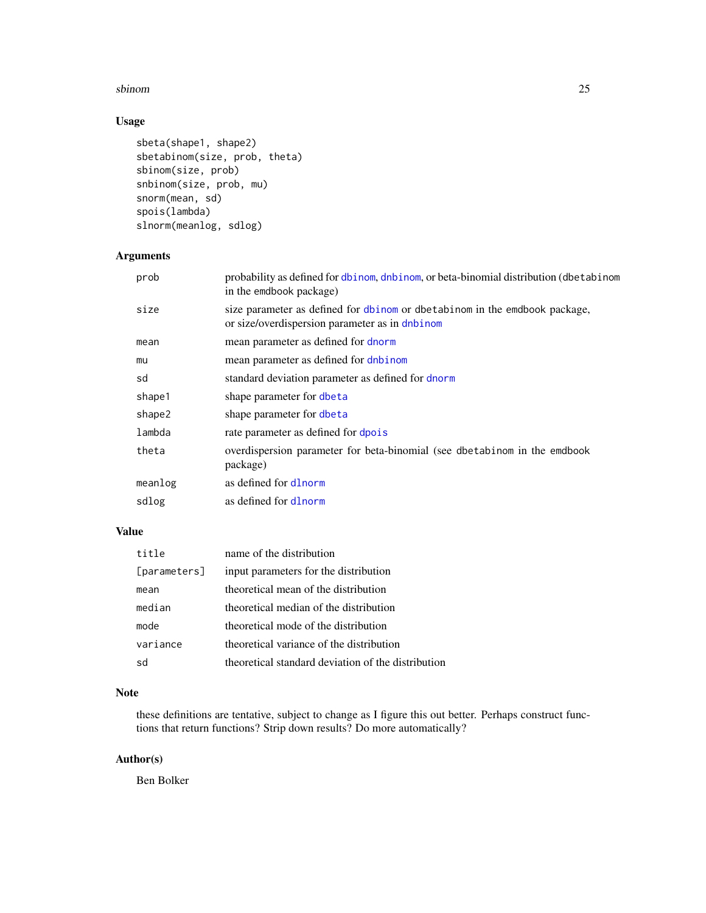## Usage

```
sbeta(shape1, shape2)
sbetabinom(size, prob, theta)
sbinom(size, prob)
snbinom(size, prob, mu)
snorm(mean, sd)
spois(lambda)
slnorm(meanlog, sdlog)
```

## Arguments

| | |
|---|---|
| prob | probability as defined for dbinom, dnbinom, or beta-binomial distribution (dbetabinom in the emdbook package) |
| size | size parameter as defined for dbinom or dbetabinom in the emdbook package, or size/overdispersion parameter as in dnbinom |
| mean | mean parameter as defined for dnorm |
| mu | mean parameter as defined for dnbinom |
| sd | standard deviation parameter as defined for dnorm |
| shape1 | shape parameter for dbeta |
| shape2 | shape parameter for dbeta |
| lambda | rate parameter as defined for dpois |
| theta | overdispersion parameter for beta-binomial (see dbetabinom in the emdbook package) |
| meanlog | as defined for dlnorm |
| sdlog | as defined for dlnorm |

## Value

| | |
|---|---|
| title | name of the distribution |
| [parameters] | input parameters for the distribution |
| mean | theoretical mean of the distribution |
| median | theoretical median of the distribution |
| mode | theoretical mode of the distribution |
| variance | theoretical variance of the distribution |
| sd | theoretical standard deviation of the distribution |

## Note

these definitions are tentative, subject to change as I figure this out better. Perhaps construct functions that return functions? Strip down results? Do more automatically?

## Author(s)

Ben Bolker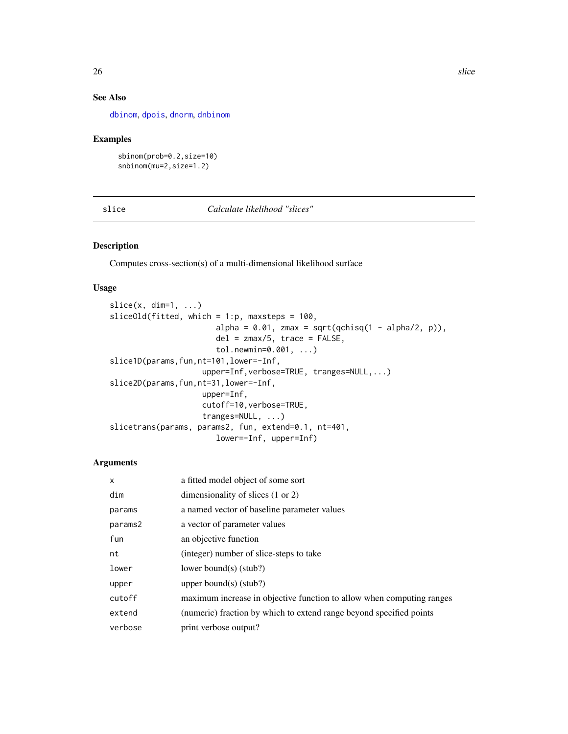## See Also

dbinom, dpois, dnorm, dnbinom

## Examples

```
sbinom(prob=0.2,size=10)
snbinom(mu=2,size=1.2)
```

---

# slice — *Calculate likelihood "slices"*

## Description

Computes cross-section(s) of a multi-dimensional likelihood surface

## Usage

```
slice(x, dim=1, ...)
sliceOld(fitted, which = 1:p, maxsteps = 100,
                       alpha = 0.01, zmax = sqrt(qchisq(1 - alpha/2, p)),
                       del = zmax/5, trace = FALSE,
                       tol.newmin=0.001, ...)
slice1D(params,fun,nt=101,lower=-Inf,
                    upper=Inf,verbose=TRUE, tranges=NULL,...)
slice2D(params,fun,nt=31,lower=-Inf,
                    upper=Inf,
                    cutoff=10,verbose=TRUE,
                    tranges=NULL, ...)
slicetrans(params, params2, fun, extend=0.1, nt=401,
                       lower=-Inf, upper=Inf)
```

## Arguments

| | |
|---|---|
| `x` | a fitted model object of some sort |
| `dim` | dimensionality of slices (1 or 2) |
| `params` | a named vector of baseline parameter values |
| `params2` | a vector of parameter values |
| `fun` | an objective function |
| `nt` | (integer) number of slice-steps to take |
| `lower` | lower bound(s) (stub?) |
| `upper` | upper bound(s) (stub?) |
| `cutoff` | maximum increase in objective function to allow when computing ranges |
| `extend` | (numeric) fraction by which to extend range beyond specified points |
| `verbose` | print verbose output? |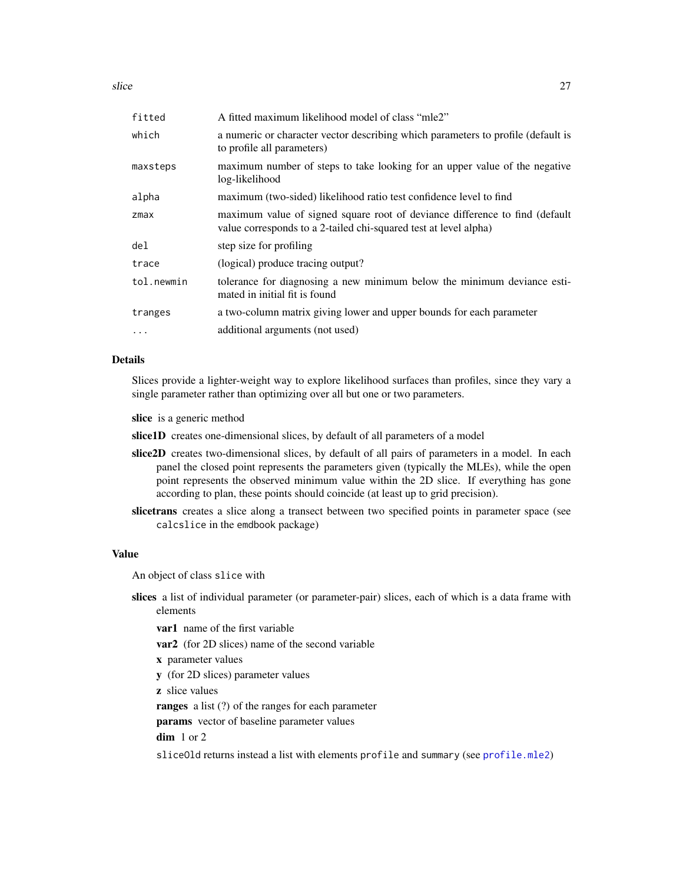| | |
|---|---|
| `fitted` | A fitted maximum likelihood model of class "mle2" |
| `which` | a numeric or character vector describing which parameters to profile (default is to profile all parameters) |
| `maxsteps` | maximum number of steps to take looking for an upper value of the negative log-likelihood |
| `alpha` | maximum (two-sided) likelihood ratio test confidence level to find |
| `zmax` | maximum value of signed square root of deviance difference to find (default value corresponds to a 2-tailed chi-squared test at level alpha) |
| `del` | step size for profiling |
| `trace` | (logical) produce tracing output? |
| `tol.newmin` | tolerance for diagnosing a new minimum below the minimum deviance estimated in initial fit is found |
| `tranges` | a two-column matrix giving lower and upper bounds for each parameter |
| `...` | additional arguments (not used) |

### Details

Slices provide a lighter-weight way to explore likelihood surfaces than profiles, since they vary a single parameter rather than optimizing over all but one or two parameters.

**slice** is a generic method

**slice1D** creates one-dimensional slices, by default of all parameters of a model

**slice2D** creates two-dimensional slices, by default of all pairs of parameters in a model. In each panel the closed point represents the parameters given (typically the MLEs), while the open point represents the observed minimum value within the 2D slice. If everything has gone according to plan, these points should coincide (at least up to grid precision).

**slicetrans** creates a slice along a transect between two specified points in parameter space (see `calcslice` in the `emdbook` package)

### Value

An object of class `slice` with

**slices** a list of individual parameter (or parameter-pair) slices, each of which is a data frame with elements

- **var1** name of the first variable
- **var2** (for 2D slices) name of the second variable
- **x** parameter values
- **y** (for 2D slices) parameter values
- **z** slice values
- **ranges** a list (?) of the ranges for each parameter
- **params** vector of baseline parameter values
- **dim** 1 or 2

`sliceOld` returns instead a list with elements `profile` and `summary` (see `profile.mle2`)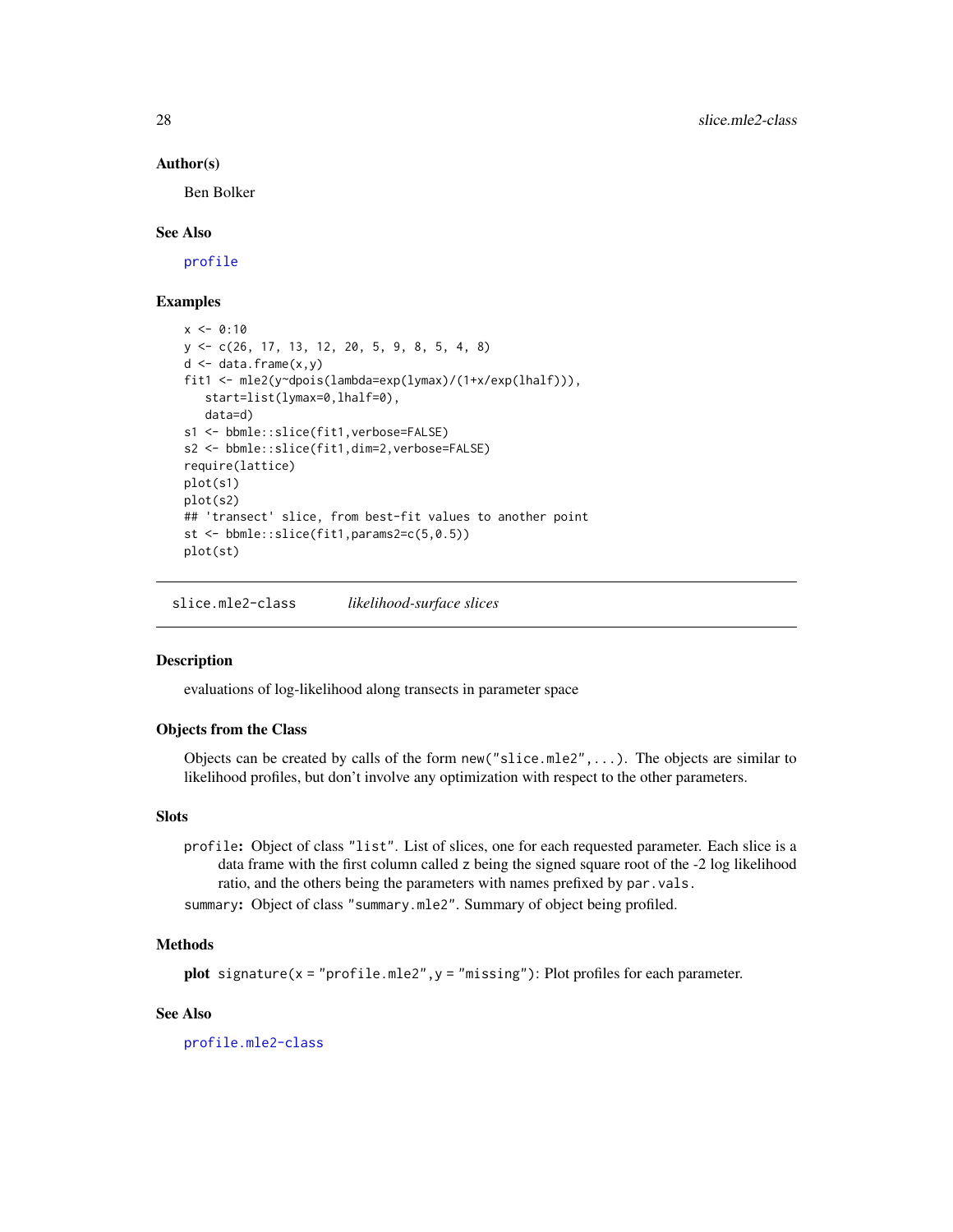### Author(s)

Ben Bolker

### See Also

profile

### Examples

```
x <- 0:10
y <- c(26, 17, 13, 12, 20, 5, 9, 8, 5, 4, 8)
d <- data.frame(x,y)
fit1 <- mle2(y~dpois(lambda=exp(lymax)/(1+x/exp(lhalf))),
   start=list(lymax=0,lhalf=0),
   data=d)
s1 <- bbmle::slice(fit1,verbose=FALSE)
s2 <- bbmle::slice(fit1,dim=2,verbose=FALSE)
require(lattice)
plot(s1)
plot(s2)
## 'transect' slice, from best-fit values to another point
st <- bbmle::slice(fit1,params2=c(5,0.5))
plot(st)
```

---

## slice.mle2-class *likelihood-surface slices*

### Description

evaluations of log-likelihood along transects in parameter space

### Objects from the Class

Objects can be created by calls of the form `new("slice.mle2",...)`. The objects are similar to likelihood profiles, but don't involve any optimization with respect to the other parameters.

### Slots

`profile`: Object of class `"list"`. List of slices, one for each requested parameter. Each slice is a data frame with the first column called `z` being the signed square root of the -2 log likelihood ratio, and the others being the parameters with names prefixed by `par.vals`.

`summary`: Object of class `"summary.mle2"`. Summary of object being profiled.

### Methods

**plot** `signature(x = "profile.mle2", y = "missing")`: Plot profiles for each parameter.

### See Also

profile.mle2-class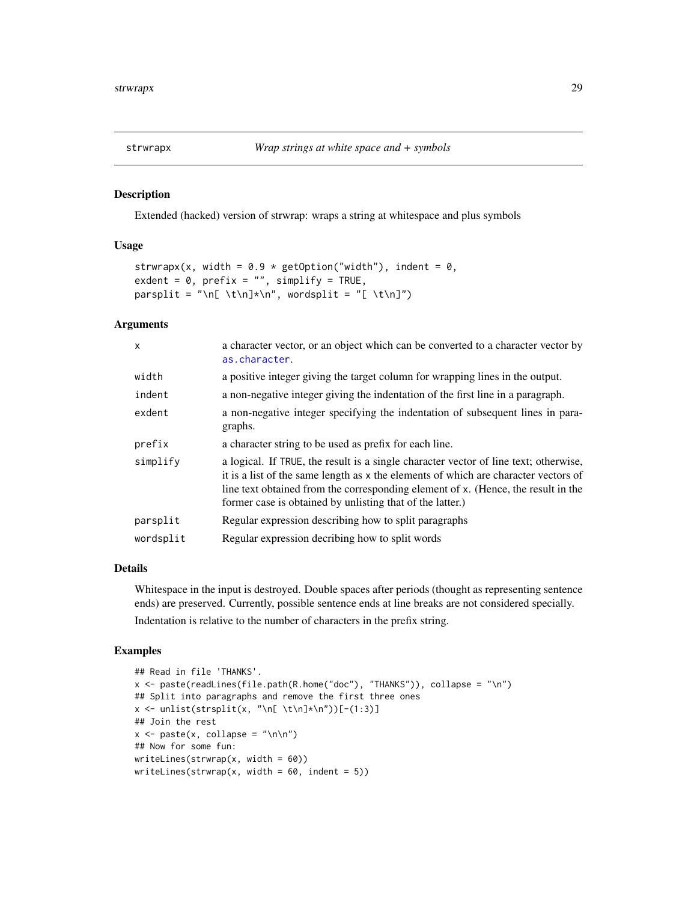strwrapx *Wrap strings at white space and + symbols*

## Description

Extended (hacked) version of strwrap: wraps a string at whitespace and plus symbols

## Usage

```
strwrapx(x, width = 0.9 * getOption("width"), indent = 0,
exdent = 0, prefix = "", simplify = TRUE,
parsplit = "\n[ \t\n]*\n", wordsplit = "[ \t\n]")
```

## Arguments

| | |
|---|---|
| `x` | a character vector, or an object which can be converted to a character vector by `as.character`. |
| `width` | a positive integer giving the target column for wrapping lines in the output. |
| `indent` | a non-negative integer giving the indentation of the first line in a paragraph. |
| `exdent` | a non-negative integer specifying the indentation of subsequent lines in paragraphs. |
| `prefix` | a character string to be used as prefix for each line. |
| `simplify` | a logical. If `TRUE`, the result is a single character vector of line text; otherwise, it is a list of the same length as `x` the elements of which are character vectors of line text obtained from the corresponding element of `x`. (Hence, the result in the former case is obtained by unlisting that of the latter.) |
| `parsplit` | Regular expression describing how to split paragraphs |
| `wordsplit` | Regular expression decribing how to split words |

## Details

Whitespace in the input is destroyed. Double spaces after periods (thought as representing sentence ends) are preserved. Currently, possible sentence ends at line breaks are not considered specially.

Indentation is relative to the number of characters in the prefix string.

## Examples

```
## Read in file 'THANKS'.
x <- paste(readLines(file.path(R.home("doc"), "THANKS")), collapse = "\n")
## Split into paragraphs and remove the first three ones
x <- unlist(strsplit(x, "\n[ \t\n]*\n"))[-(1:3)]
## Join the rest
x <- paste(x, collapse = "\n\n")
## Now for some fun:
writeLines(strwrap(x, width = 60))
writeLines(strwrap(x, width = 60, indent = 5))
```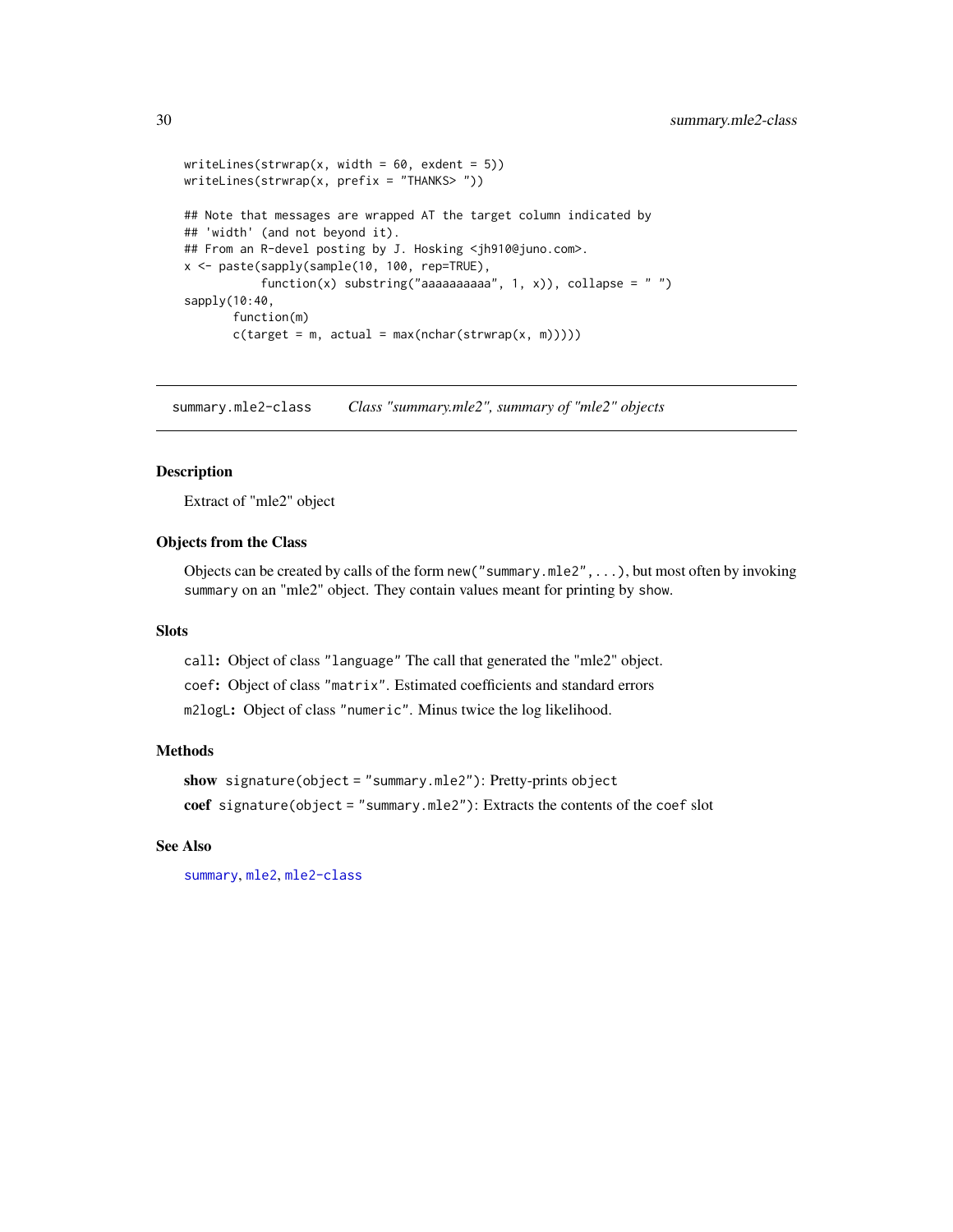```
writeLines(strwrap(x, width = 60, exdent = 5))
writeLines(strwrap(x, prefix = "THANKS> "))

## Note that messages are wrapped AT the target column indicated by
## 'width' (and not beyond it).
## From an R-devel posting by J. Hosking <jh910@juno.com>.
x <- paste(sapply(sample(10, 100, rep=TRUE),
           function(x) substring("aaaaaaaaaa", 1, x)), collapse = " ")
sapply(10:40,
       function(m)
       c(target = m, actual = max(nchar(strwrap(x, m)))))
```

## summary.mle2-class    *Class "summary.mle2", summary of "mle2" objects*

### Description

Extract of "mle2" object

### Objects from the Class

Objects can be created by calls of the form `new("summary.mle2", ...)`, but most often by invoking `summary` on an "mle2" object. They contain values meant for printing by `show`.

### Slots

`call`: Object of class `"language"` The call that generated the "mle2" object.

`coef`: Object of class `"matrix"`. Estimated coefficients and standard errors

`m2logL`: Object of class `"numeric"`. Minus twice the log likelihood.

### Methods

**show** `signature(object = "summary.mle2")`: Pretty-prints object

**coef** `signature(object = "summary.mle2")`: Extracts the contents of the `coef` slot

### See Also

`summary`, `mle2`, `mle2-class`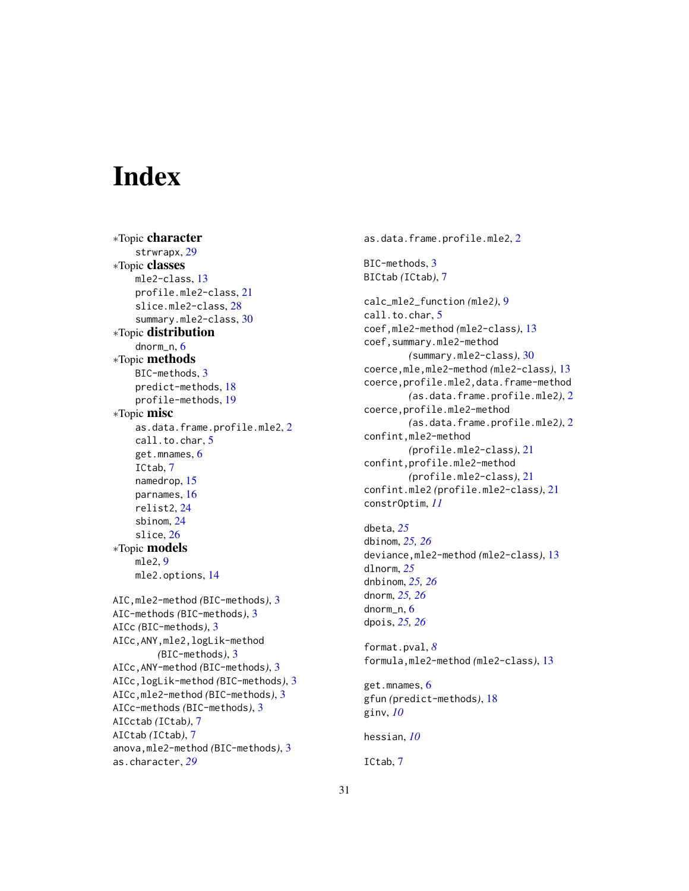# Index

*Topic **character**
  strwrapx, 29
*Topic **classes**
  mle2-class, 13
  profile.mle2-class, 21
  slice.mle2-class, 28
  summary.mle2-class, 30
*Topic **distribution**
  dnorm_n, 6
*Topic **methods**
  BIC-methods, 3
  predict-methods, 18
  profile-methods, 19
*Topic **misc**
  as.data.frame.profile.mle2, 2
  call.to.char, 5
  get.mnames, 6
  ICtab, 7
  namedrop, 15
  parnames, 16
  relist2, 24
  sbinom, 24
  slice, 26
*Topic **models**
  mle2, 9
  mle2.options, 14

AIC,mle2-method *(BIC-methods)*, 3
AIC-methods *(BIC-methods)*, 3
AICc *(BIC-methods)*, 3
AICc,ANY,mle2,logLik-method *(BIC-methods)*, 3
AICc,ANY-method *(BIC-methods)*, 3
AICc,logLik-method *(BIC-methods)*, 3
AICc,mle2-method *(BIC-methods)*, 3
AICc-methods *(BIC-methods)*, 3
AICctab *(ICtab)*, 7
AICtab *(ICtab)*, 7
anova,mle2-method *(BIC-methods)*, 3
as.character, *29*

as.data.frame.profile.mle2, 2

BIC-methods, 3
BICtab *(ICtab)*, 7

calc_mle2_function *(mle2)*, 9
call.to.char, 5
coef,mle2-method *(mle2-class)*, 13
coef,summary.mle2-method *(summary.mle2-class)*, 30
coerce,mle,mle2-method *(mle2-class)*, 13
coerce,profile.mle2,data.frame-method *(as.data.frame.profile.mle2)*, 2
coerce,profile.mle2-method *(as.data.frame.profile.mle2)*, 2
confint,mle2-method *(profile.mle2-class)*, 21
confint,profile.mle2-method *(profile.mle2-class)*, 21
confint.mle2 *(profile.mle2-class)*, 21
constrOptim, *11*

dbeta, *25*
dbinom, *25, 26*
deviance,mle2-method *(mle2-class)*, 13
dlnorm, *25*
dnbinom, *25, 26*
dnorm, *25, 26*
dnorm_n, 6
dpois, *25, 26*

format.pval, *8*
formula,mle2-method *(mle2-class)*, 13

get.mnames, 6
gfun *(predict-methods)*, 18
ginv, *10*

hessian, *10*

ICtab, 7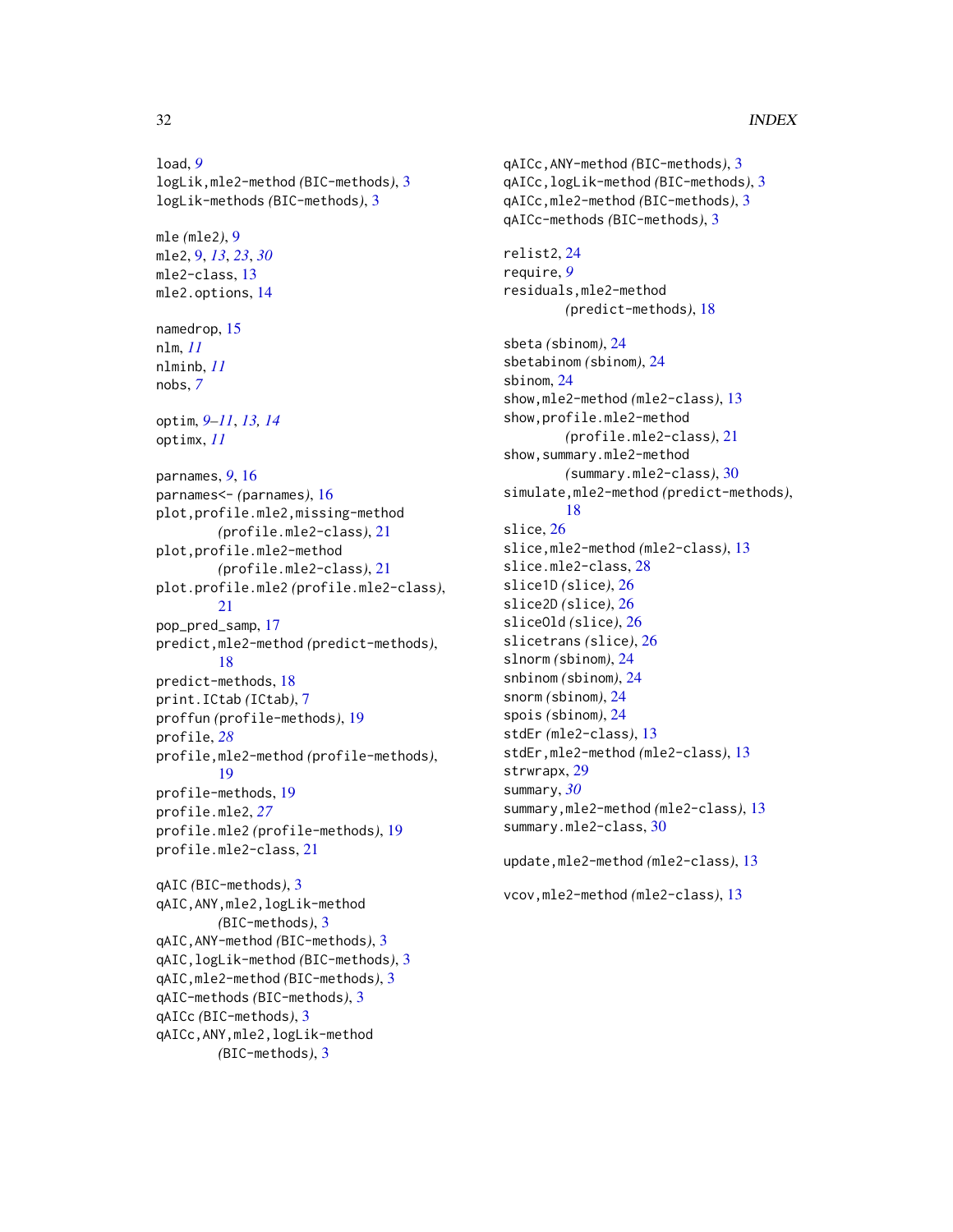load, *9*
logLik,mle2-method *(BIC-methods)*, 3
logLik-methods *(BIC-methods)*, 3

mle *(mle2)*, 9
mle2, 9, *13*, *23*, *30*
mle2-class, 13
mle2.options, 14

namedrop, 15
nlm, *11*
nlminb, *11*
nobs, *7*

optim, *9–11*, *13*, *14*
optimx, *11*

parnames, *9*, 16
parnames<- *(parnames)*, 16
plot,profile.mle2,missing-method *(profile.mle2-class)*, 21
plot,profile.mle2-method *(profile.mle2-class)*, 21
plot.profile.mle2 *(profile.mle2-class)*, 21
pop_pred_samp, 17
predict,mle2-method *(predict-methods)*, 18
predict-methods, 18
print.ICtab *(ICtab)*, 7
proffun *(profile-methods)*, 19
profile, *28*
profile,mle2-method *(profile-methods)*, 19
profile-methods, 19
profile.mle2, *27*
profile.mle2 *(profile-methods)*, 19
profile.mle2-class, 21

qAIC *(BIC-methods)*, 3
qAIC,ANY,mle2,logLik-method *(BIC-methods)*, 3
qAIC,ANY-method *(BIC-methods)*, 3
qAIC,logLik-method *(BIC-methods)*, 3
qAIC,mle2-method *(BIC-methods)*, 3
qAIC-methods *(BIC-methods)*, 3
qAICc *(BIC-methods)*, 3
qAICc,ANY,mle2,logLik-method *(BIC-methods)*, 3
qAICc,ANY-method *(BIC-methods)*, 3
qAICc,logLik-method *(BIC-methods)*, 3
qAICc,mle2-method *(BIC-methods)*, 3
qAICc-methods *(BIC-methods)*, 3

relist2, 24
require, *9*
residuals,mle2-method *(predict-methods)*, 18

sbeta *(sbinom)*, 24
sbetabinom *(sbinom)*, 24
sbinom, 24
show,mle2-method *(mle2-class)*, 13
show,profile.mle2-method *(profile.mle2-class)*, 21
show,summary.mle2-method *(summary.mle2-class)*, 30
simulate,mle2-method *(predict-methods)*, 18
slice, 26
slice,mle2-method *(mle2-class)*, 13
slice.mle2-class, 28
slice1D *(slice)*, 26
slice2D *(slice)*, 26
sliceOld *(slice)*, 26
slicetrans *(slice)*, 26
slnorm *(sbinom)*, 24
snbinom *(sbinom)*, 24
snorm *(sbinom)*, 24
spois *(sbinom)*, 24
stdEr *(mle2-class)*, 13
stdEr,mle2-method *(mle2-class)*, 13
strwrapx, 29
summary, *30*
summary,mle2-method *(mle2-class)*, 13
summary.mle2-class, 30

update,mle2-method *(mle2-class)*, 13

vcov,mle2-method *(mle2-class)*, 13